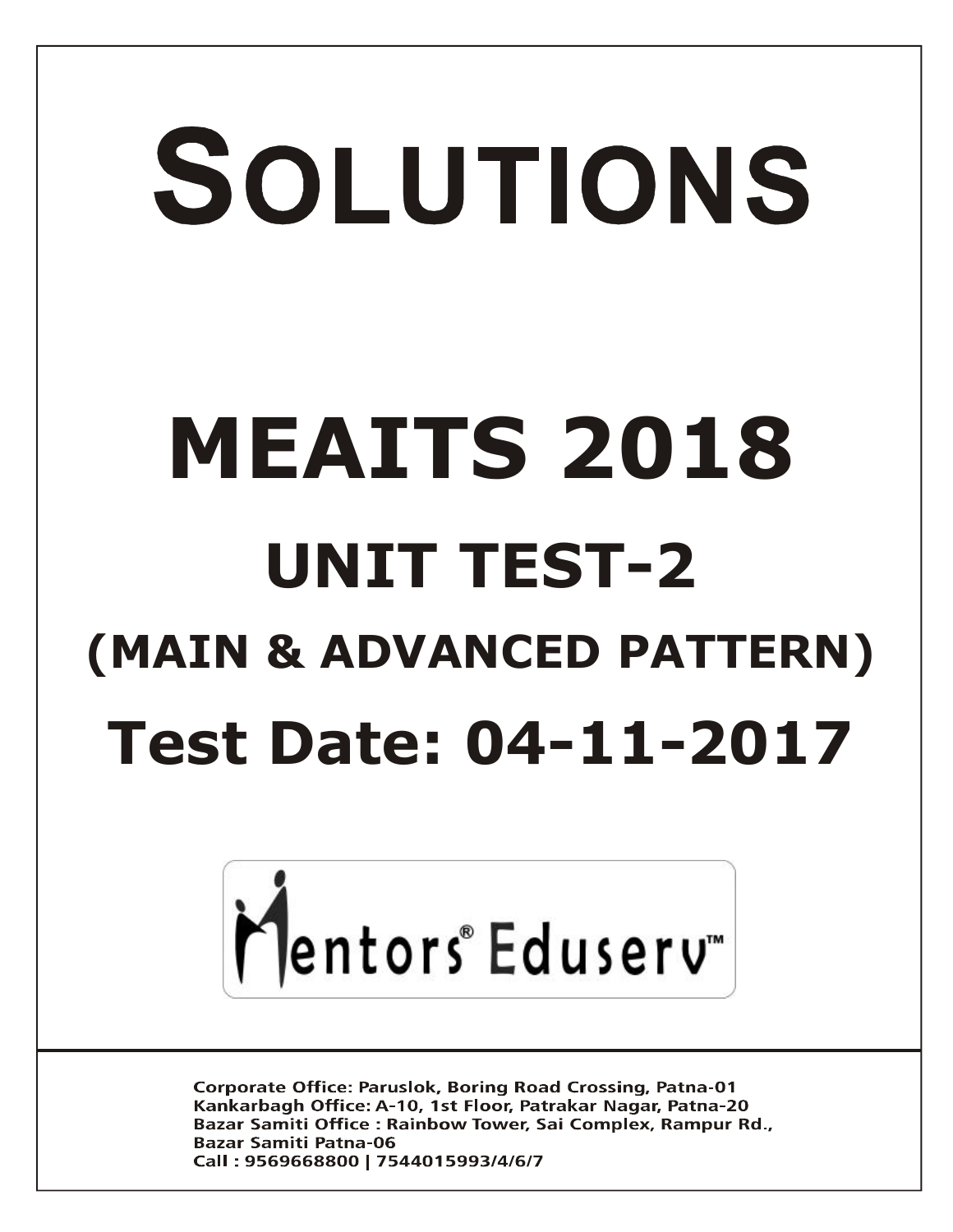# SOLUTIONS

# MEAITS 2018

## UNIT TEST-2

## (MAIN & ADVANCED PATTERN)

## Test Date: 04-11-2017

Mentors® Eduserv™

**Corporate Office: Paruslok, Boring Road Crossing, Patna-01**
**Kankarbagh Office: A-10, 1st Floor, Patrakar Nagar, Patna-20**
**Bazar Samiti Office : Rainbow Tower, Sai Complex, Rampur Rd., Bazar Samiti Patna-06**
**Call : 9569668800 | 7544015993/4/6/7**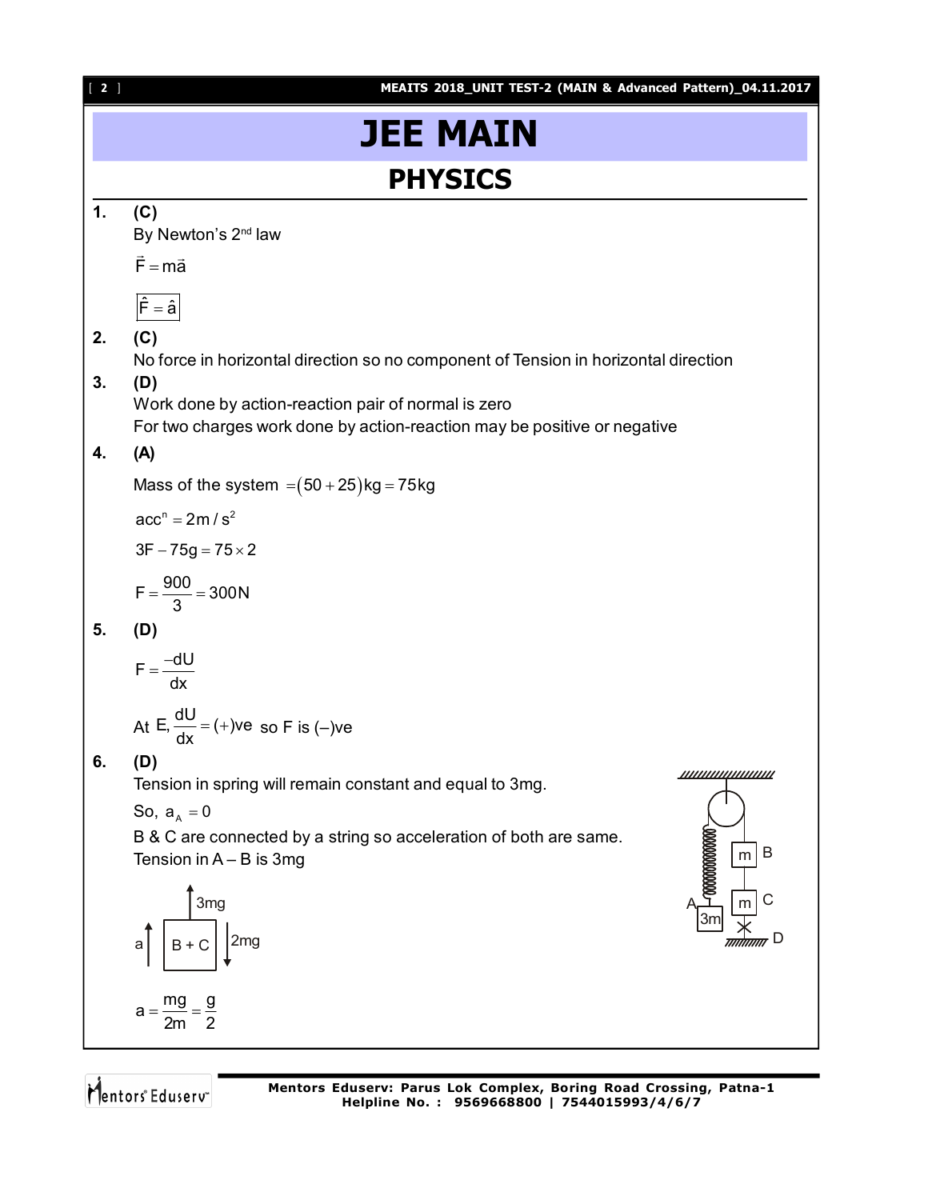# JEE MAIN

## PHYSICS

**1.** **(C)**

By Newton's 2nd law

$\vec{F} = m\vec{a}$

$\boxed{\hat{F} = \hat{a}}$

**2.** **(C)**

No force in horizontal direction so no component of Tension in horizontal direction

**3.** **(D)**

Work done by action-reaction pair of normal is zero

For two charges work done by action-reaction may be positive or negative

**4.** **(A)**

Mass of the system $= (50 + 25)\text{kg} = 75\text{kg}$

$\text{acc}^n = 2\text{m/s}^2$

$3F - 75g = 75 \times 2$

$F = \frac{900}{3} = 300\text{N}$

**5.** **(D)**

$F = \frac{-dU}{dx}$

At E, $\frac{dU}{dx} = (+)\text{ve}$ so F is $(-)$ve

**6.** **(D)**

Tension in spring will remain constant and equal to 3mg.

So, $a_A = 0$

B & C are connected by a string so acceleration of both are same.

Tension in A – B is 3mg

$a = \frac{mg}{2m} = \frac{g}{2}$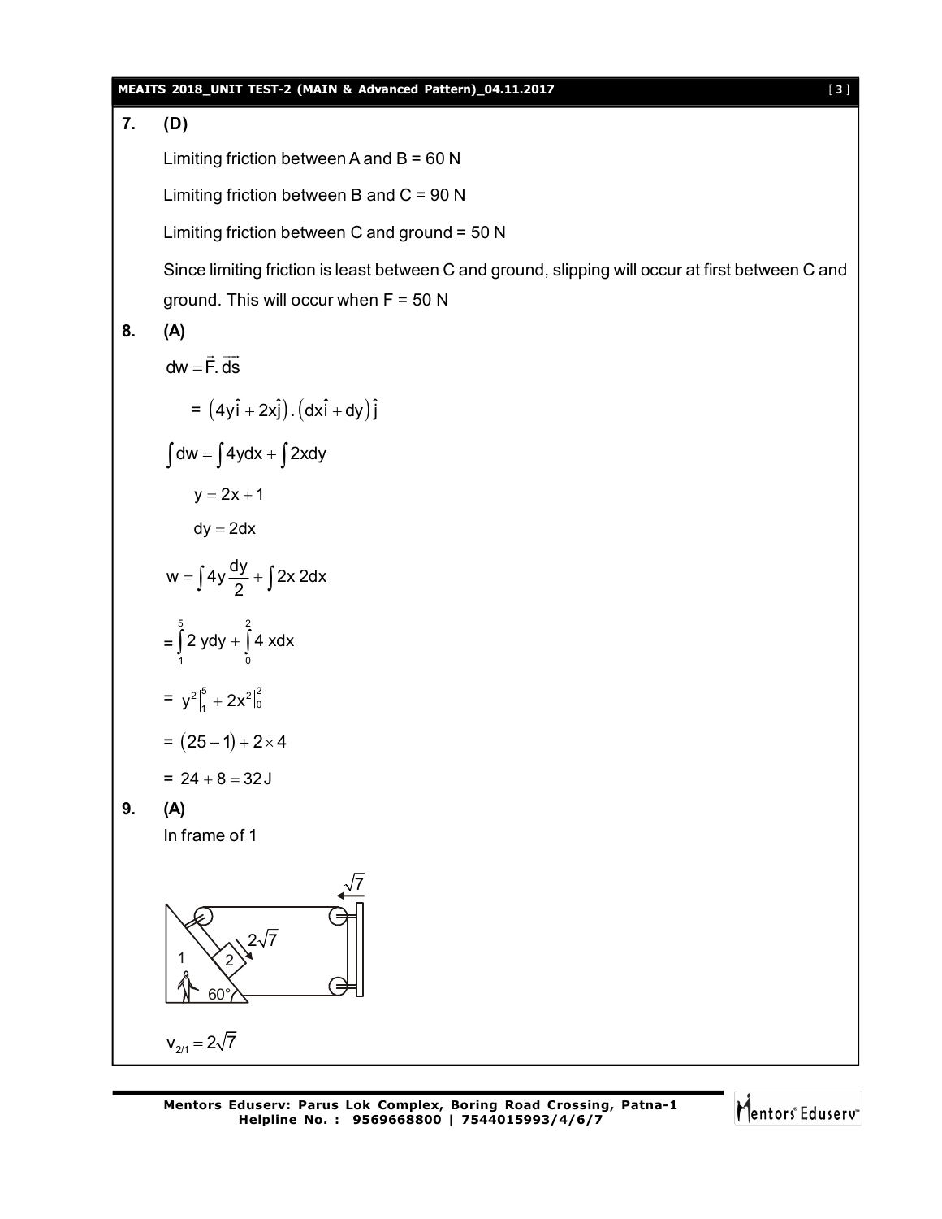**7. (D)**

Limiting friction between A and B = 60 N

Limiting friction between B and C = 90 N

Limiting friction between C and ground = 50 N

Since limiting friction is least between C and ground, slipping will occur at first between C and ground. This will occur when F = 50 N

**8. (A)**

$$dw = \vec{F}.\vec{ds}$$

$$= \left(4y\hat{i} + 2x\hat{j}\right).\left(dx\hat{i} + dy\right)\hat{j}$$

$$\int dw = \int 4y dx + \int 2x dy$$

$$y = 2x + 1$$

$$dy = 2dx$$

$$w = \int 4y \frac{dy}{2} + \int 2x \, 2dx$$

$$= \int_1^5 2 \, y dy + \int_0^2 4 \, x dx$$

$$= y^2\Big|_1^5 + 2x^2\Big|_0^2$$

$$= (25 - 1) + 2 \times 4$$

$$= 24 + 8 = 32\,J$$

**9. (A)**

In frame of 1

$$v_{2/1} = 2\sqrt{7}$$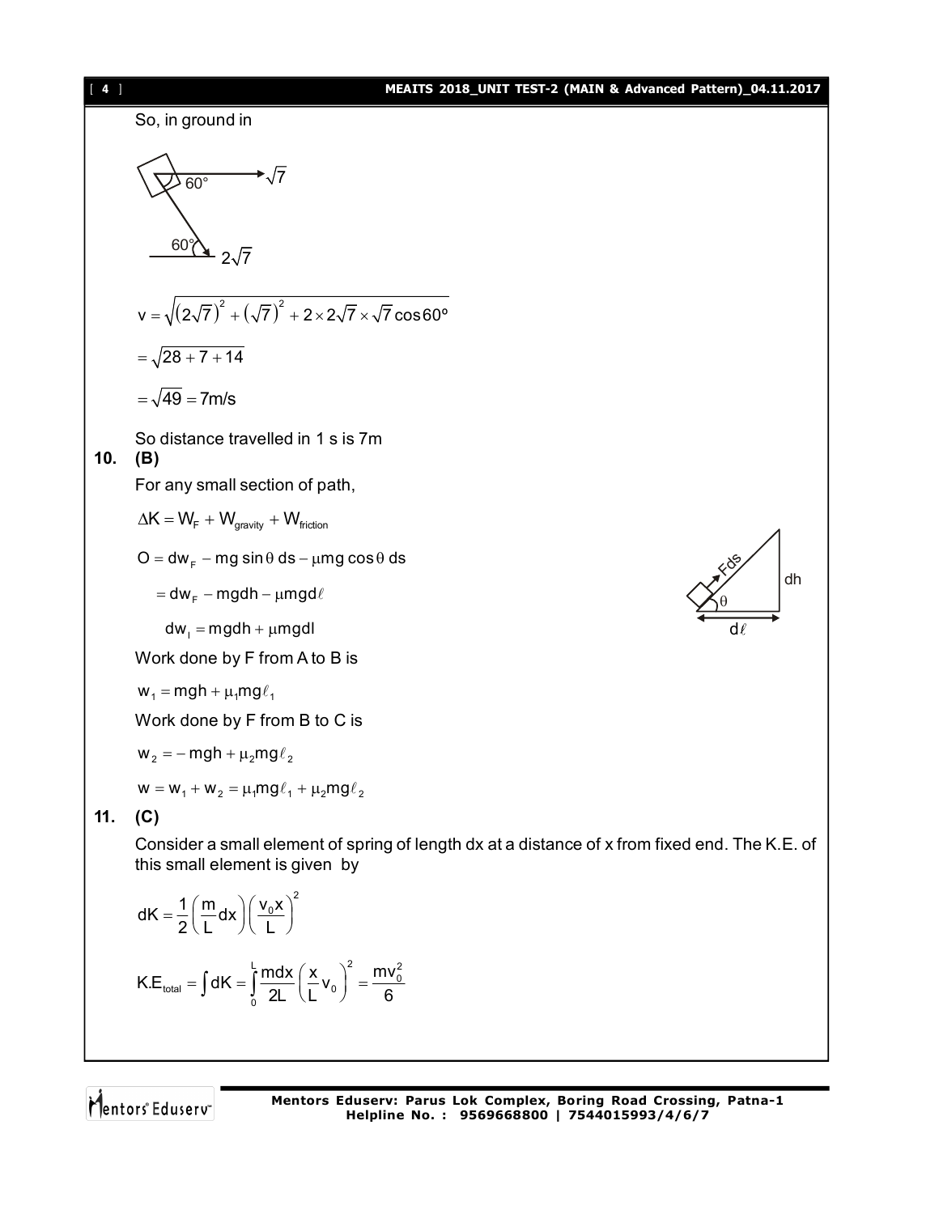So, in ground in

$$v = \sqrt{\left(2\sqrt{7}\right)^2 + \left(\sqrt{7}\right)^2 + 2 \times 2\sqrt{7} \times \sqrt{7}\cos 60^\circ}$$

$$= \sqrt{28 + 7 + 14}$$

$$= \sqrt{49} = 7\text{m/s}$$

So distance travelled in 1 s is 7m

**10. (B)**

For any small section of path,

$$\Delta K = W_F + W_{gravity} + W_{friction}$$

$$O = dw_F - mg\sin\theta\, ds - \mu mg\cos\theta\, ds$$

$$= dw_F - mgdh - \mu mgd\ell$$

$$dw_I = mgdh + \mu mgdl$$

Work done by F from A to B is

$$w_1 = mgh + \mu_1 mg\ell_1$$

Work done by F from B to C is

$$w_2 = -mgh + \mu_2 mg\ell_2$$

$$w = w_1 + w_2 = \mu_1 mg\ell_1 + \mu_2 mg\ell_2$$

**11. (C)**

Consider a small element of spring of length dx at a distance of x from fixed end. The K.E. of this small element is given by

$$dK = \frac{1}{2}\left(\frac{m}{L}dx\right)\left(\frac{v_0 x}{L}\right)^2$$

$$K.E_{total} = \int dK = \int_0^L \frac{mdx}{2L}\left(\frac{x}{L}v_0\right)^2 = \frac{mv_0^2}{6}$$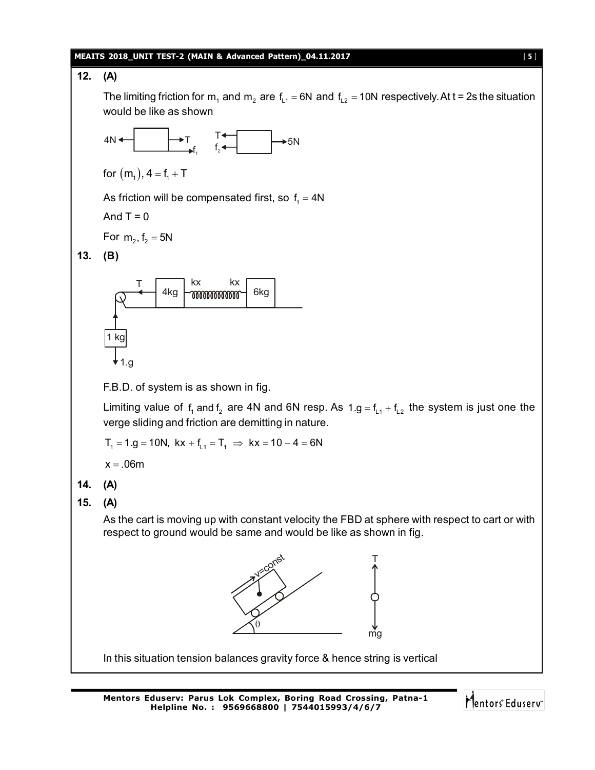**12. (A)**

The limiting friction for $m_1$ and $m_2$ are $f_{L1} = 6N$ and $f_{L2} = 10N$ respectively. At t = 2s the situation would be like as shown

for $(m_1), 4 = f_1 + T$

As friction will be compensated first, so $f_1 = 4N$

And T = 0

For $m_2, f_2 = 5N$

**13. (B)**

F.B.D. of system is as shown in fig.

Limiting value of $f_1$ and $f_2$ are 4N and 6N resp. As $1.g = f_{L1} + f_{L2}$ the system is just one the verge sliding and friction are demitting in nature.

$T_1 = 1.g = 10N,\ kx + f_{L1} = T_1 \Rightarrow kx = 10 - 4 = 6N$

$x = .06m$

**14. (A)**

**15. (A)**

As the cart is moving up with constant velocity the FBD at sphere with respect to cart or with respect to ground would be same and would be like as shown in fig.

In this situation tension balances gravity force & hence string is vertical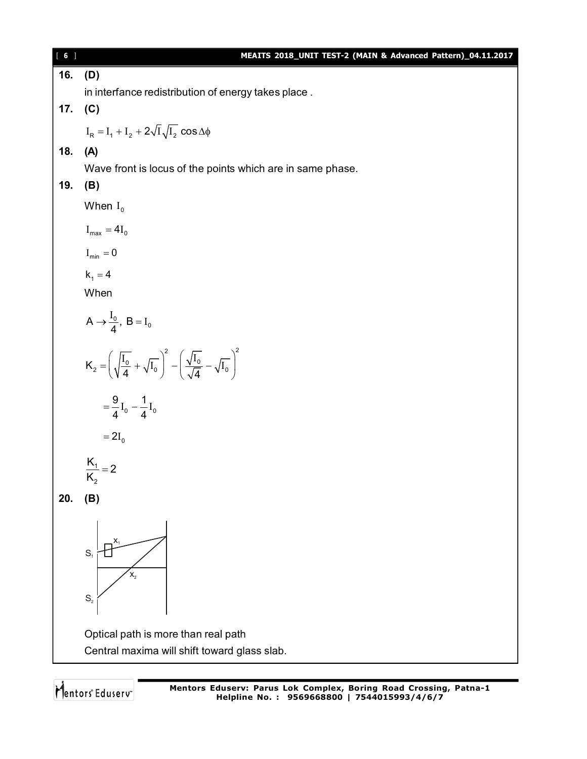**16. (D)**

in interfance redistribution of energy takes place .

**17. (C)**

$$I_R = I_1 + I_2 + 2\sqrt{I}\sqrt{I_2}\cos\Delta\phi$$

**18. (A)**

Wave front is locus of the points which are in same phase.

**19. (B)**

When $I_0$

$I_{max} = 4I_0$

$I_{min} = 0$

$k_1 = 4$

When

$A \to \frac{I_0}{4},\ B = I_0$

$$K_2 = \left(\sqrt{\frac{I_0}{4}} + \sqrt{I_0}\right)^2 - \left(\frac{\sqrt{I_0}}{\sqrt{4}} - \sqrt{I_0}\right)^2$$

$$= \frac{9}{4}I_0 - \frac{1}{4}I_0$$

$$= 2I_0$$

$$\frac{K_1}{K_2} = 2$$

**20. (B)**

$S_1$, $x_1$, $x_2$, $S_2$

Optical path is more than real path

Central maxima will shift toward glass slab.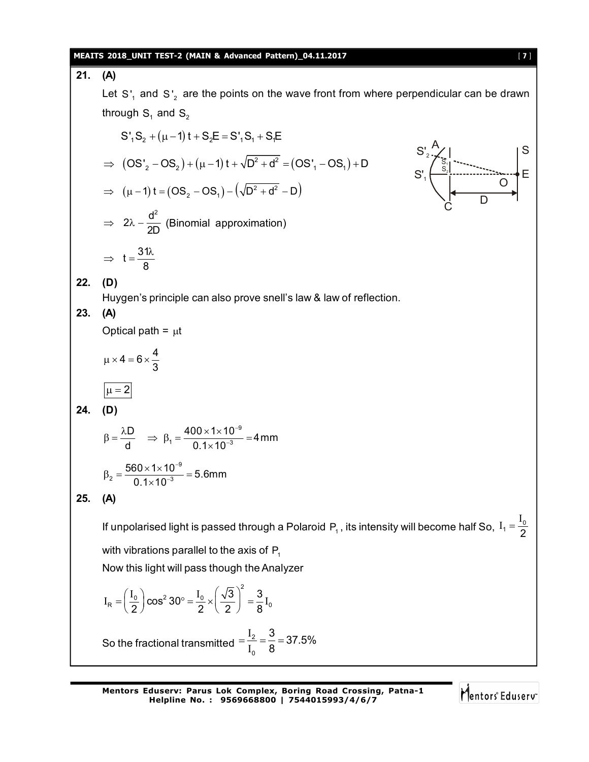**21. (A)**

Let $S'_1$ and $S'_2$ are the points on the wave front from where perpendicular can be drawn through $S_1$ and $S_2$

$$S'_1S_2 + (\mu - 1)t + S_2E = S'_1S_1 + S_1E$$

$$\Rightarrow \left(OS'_2 - OS_2\right) + (\mu - 1)t + \sqrt{D^2 + d^2} = \left(OS'_1 - OS_1\right) + D$$

$$\Rightarrow (\mu - 1)t = \left(OS_2 - OS_1\right) - \left(\sqrt{D^2 + d^2} - D\right)$$

$$\Rightarrow 2\lambda - \frac{d^2}{2D} \text{ (Binomial approximation)}$$

$$\Rightarrow t = \frac{31\lambda}{8}$$

**22. (D)**

Huygen's principle can also prove snell's law & law of reflection.

**23. (A)**

Optical path = $\mu t$

$$\mu \times 4 = 6 \times \frac{4}{3}$$

$$\boxed{\mu = 2}$$

**24. (D)**

$$\beta = \frac{\lambda D}{d} \quad \Rightarrow \beta_1 = \frac{400 \times 1 \times 10^{-9}}{0.1 \times 10^{-3}} = 4\,\text{mm}$$

$$\beta_2 = \frac{560 \times 1 \times 10^{-9}}{0.1 \times 10^{-3}} = 5.6\text{mm}$$

**25. (A)**

If unpolarised light is passed through a Polaroid $P_1$, its intensity will become half So, $I_1 = \frac{I_0}{2}$ with vibrations parallel to the axis of $P_1$

Now this light will pass though the Analyzer

$$I_R = \left(\frac{I_0}{2}\right)\cos^2 30^\circ = \frac{I_0}{2} \times \left(\frac{\sqrt{3}}{2}\right)^2 = \frac{3}{8}I_0$$

So the fractional transmitted $= \frac{I_2}{I_0} = \frac{3}{8} = 37.5\%$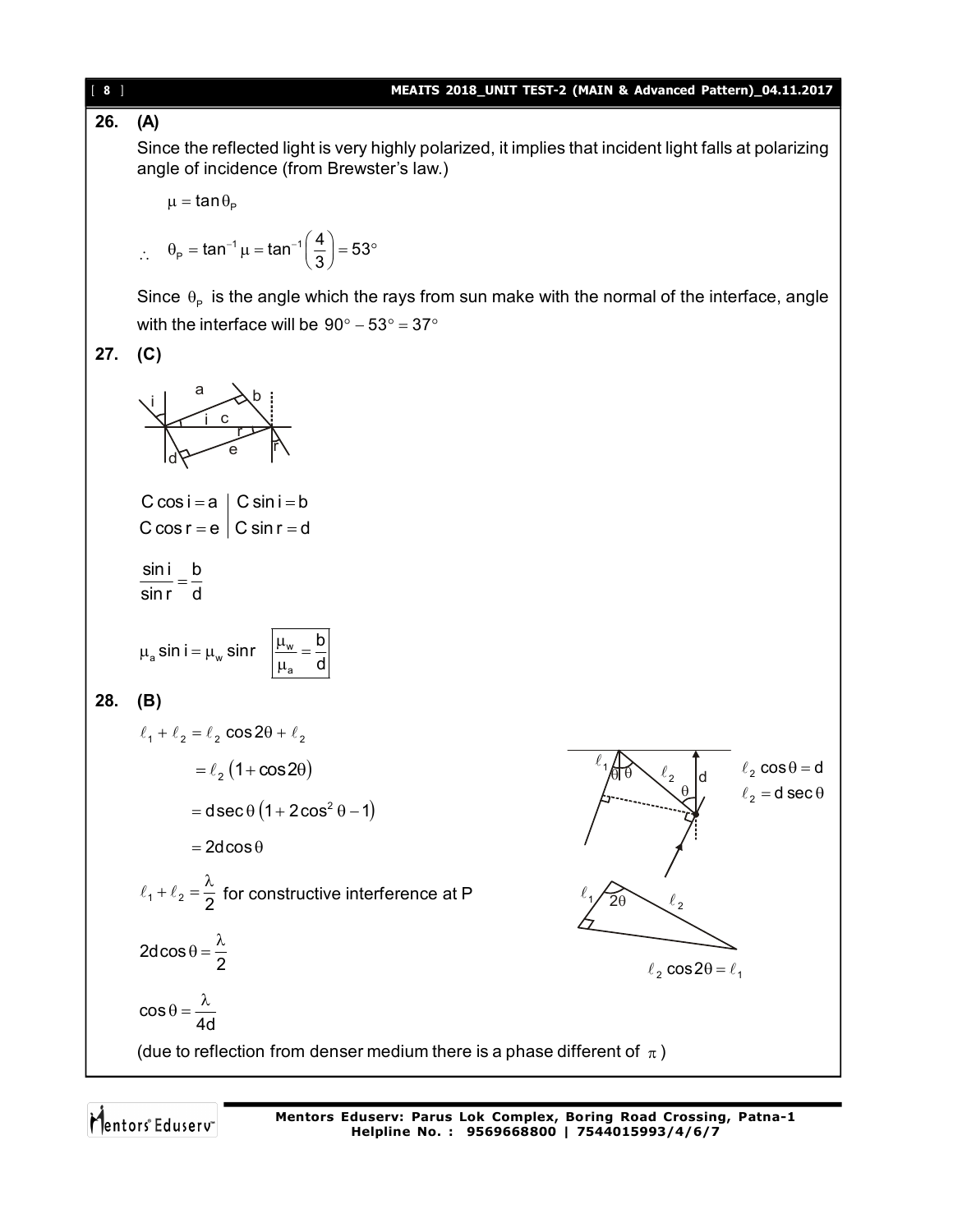**26. (A)**

Since the reflected light is very highly polarized, it implies that incident light falls at polarizing angle of incidence (from Brewster's law.)

$$\mu = \tan\theta_P$$

$$\therefore \quad \theta_P = \tan^{-1}\mu = \tan^{-1}\left(\frac{4}{3}\right) = 53^\circ$$

Since $\theta_P$ is the angle which the rays from sun make with the normal of the interface, angle with the interface will be $90^\circ - 53^\circ = 37^\circ$

**27. (C)**

$$C\cos i = a \quad \Big| \quad C\sin i = b$$
$$C\cos r = e \quad \Big| \quad C\sin r = d$$

$$\frac{\sin i}{\sin r} = \frac{b}{d}$$

$$\mu_a \sin i = \mu_w \sin r \qquad \boxed{\frac{\mu_w}{\mu_a} = \frac{b}{d}}$$

**28. (B)**

$$\ell_1 + \ell_2 = \ell_2\cos 2\theta + \ell_2$$

$$= \ell_2\left(1 + \cos 2\theta\right)$$

$$= d\sec\theta\left(1 + 2\cos^2\theta - 1\right)$$

$$= 2d\cos\theta$$

$\ell_2\cos\theta = d$

$\ell_2 = d\sec\theta$

$\ell_2\cos 2\theta = \ell_1$

$\ell_1 + \ell_2 = \dfrac{\lambda}{2}$ for constructive interference at P

$$2d\cos\theta = \frac{\lambda}{2}$$

$$\cos\theta = \frac{\lambda}{4d}$$

(due to reflection from denser medium there is a phase different of $\pi$)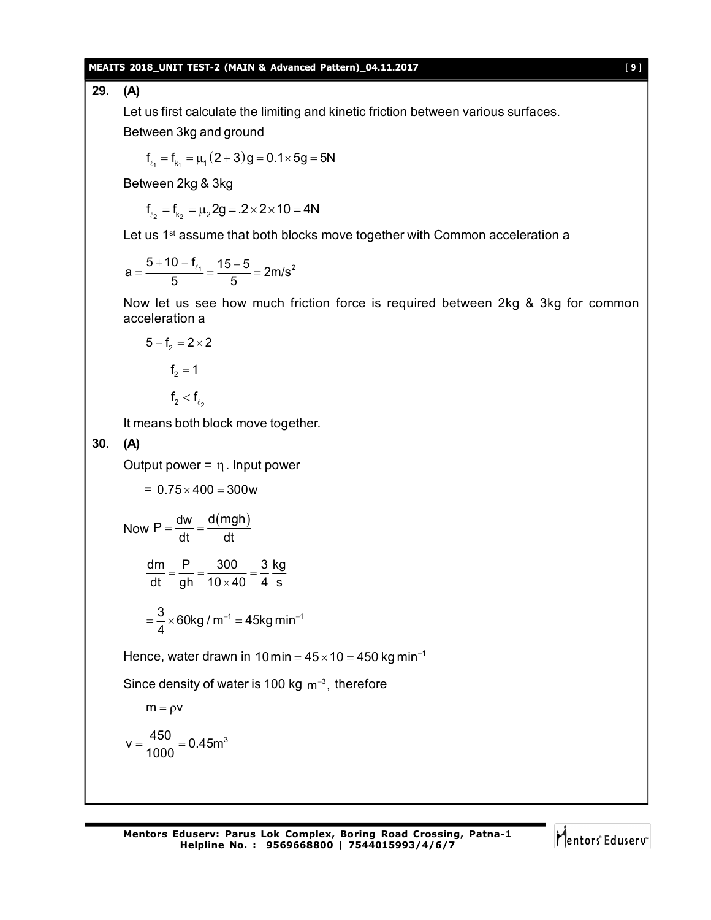**29. (A)**

Let us first calculate the limiting and kinetic friction between various surfaces.

Between 3kg and ground

$$f_{\ell_1} = f_{k_1} = \mu_1(2+3)g = 0.1 \times 5g = 5N$$

Between 2kg & 3kg

$$f_{\ell_2} = f_{k_2} = \mu_2 2g = .2 \times 2 \times 10 = 4N$$

Let us 1st assume that both blocks move together with Common acceleration a

$$a = \frac{5+10-f_{\ell_1}}{5} = \frac{15-5}{5} = 2\text{m/s}^2$$

Now let us see how much friction force is required between 2kg & 3kg for common acceleration a

$$5 - f_2 = 2 \times 2$$

$$f_2 = 1$$

$$f_2 < f_{\ell_2}$$

It means both block move together.

**30. (A)**

Output power = $\eta$ . Input power

$= 0.75 \times 400 = 300\text{w}$

Now $P = \frac{dw}{dt} = \frac{d(mgh)}{dt}$

$$\frac{dm}{dt} = \frac{P}{gh} = \frac{300}{10 \times 40} = \frac{3}{4}\frac{kg}{s}$$

$$= \frac{3}{4} \times 60\text{kg} / \text{m}^{-1} = 45\text{kg}\,\text{min}^{-1}$$

Hence, water drawn in $10\,\text{min} = 45 \times 10 = 450\ \text{kg}\,\text{min}^{-1}$

Since density of water is 100 kg $\text{m}^{-3}$, therefore

$$m = \rho v$$

$$v = \frac{450}{1000} = 0.45\text{m}^3$$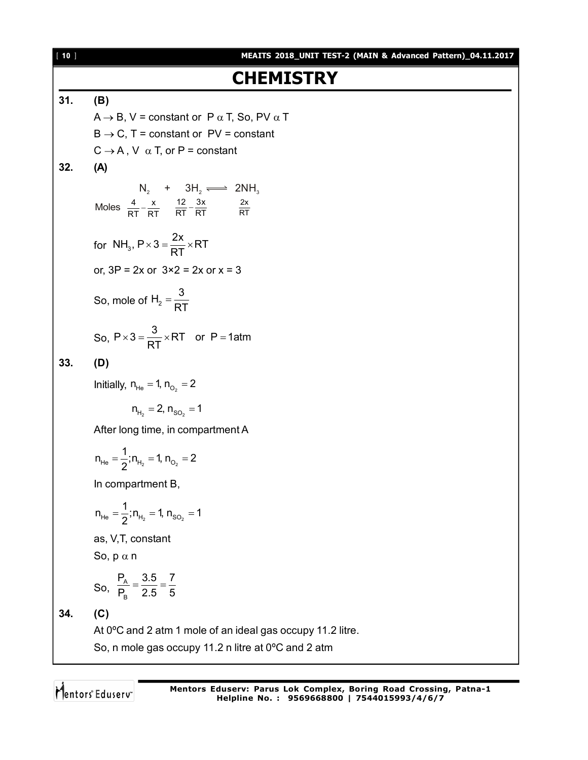# CHEMISTRY

**31. (B)**

$A \rightarrow B$, V = constant or $P \alpha T$, So, $PV \alpha T$

$B \rightarrow C$, T = constant or PV = constant

$C \rightarrow A$, $V \alpha T$, or P = constant

**32. (A)**

$$N_2 \quad + \quad 3H_2 \rightleftharpoons 2NH_3$$

Moles $\quad \frac{4}{RT} - \frac{x}{RT} \quad \frac{12}{RT} - \frac{3x}{RT} \quad \frac{2x}{RT}$

for $NH_3$, $P \times 3 = \frac{2x}{RT} \times RT$

or, 3P = 2x or 3×2 = 2x or x = 3

So, mole of $H_2 = \frac{3}{RT}$

So, $P \times 3 = \frac{3}{RT} \times RT$ or $P = 1\text{atm}$

**33. (D)**

Initially, $n_{He} = 1, n_{O_2} = 2$

$n_{H_2} = 2, n_{SO_2} = 1$

After long time, in compartment A

$n_{He} = \frac{1}{2}; n_{H_2} = 1, n_{O_2} = 2$

In compartment B,

$n_{He} = \frac{1}{2}; n_{H_2} = 1, n_{SO_2} = 1$

as, V,T, constant

So, $p \alpha n$

So, $\frac{P_A}{P_B} = \frac{3.5}{2.5} = \frac{7}{5}$

**34. (C)**

At 0ºC and 2 atm 1 mole of an ideal gas occupy 11.2 litre.

So, n mole gas occupy 11.2 n litre at 0ºC and 2 atm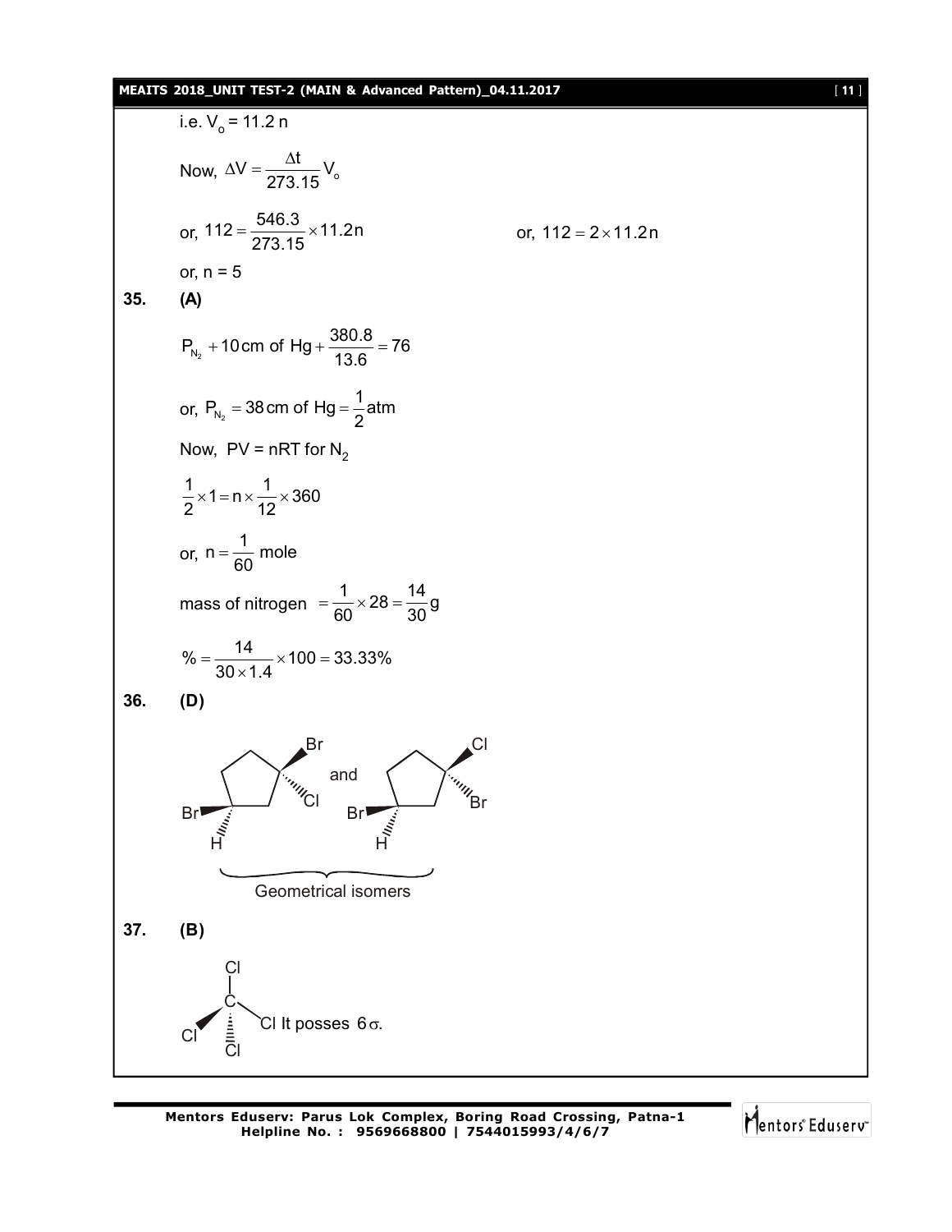i.e. $V_o = 11.2\,n$

Now, $\Delta V = \dfrac{\Delta t}{273.15} V_o$

or, $112 = \dfrac{546.3}{273.15} \times 11.2n$ or, $112 = 2 \times 11.2n$

or, n = 5

**35. (A)**

$$P_{N_2} + 10\,\text{cm of Hg} + \frac{380.8}{13.6} = 76$$

or, $P_{N_2} = 38\,\text{cm of Hg} = \dfrac{1}{2}\text{atm}$

Now, PV = nRT for $N_2$

$$\frac{1}{2} \times 1 = n \times \frac{1}{12} \times 360$$

or, $n = \dfrac{1}{60}$ mole

mass of nitrogen $= \dfrac{1}{60} \times 28 = \dfrac{14}{30}\,g$

$$\% = \frac{14}{30 \times 1.4} \times 100 = 33.33\%$$

**36. (D)**

and

Geometrical isomers

**37. (B)**

Cl It posses $6\sigma$.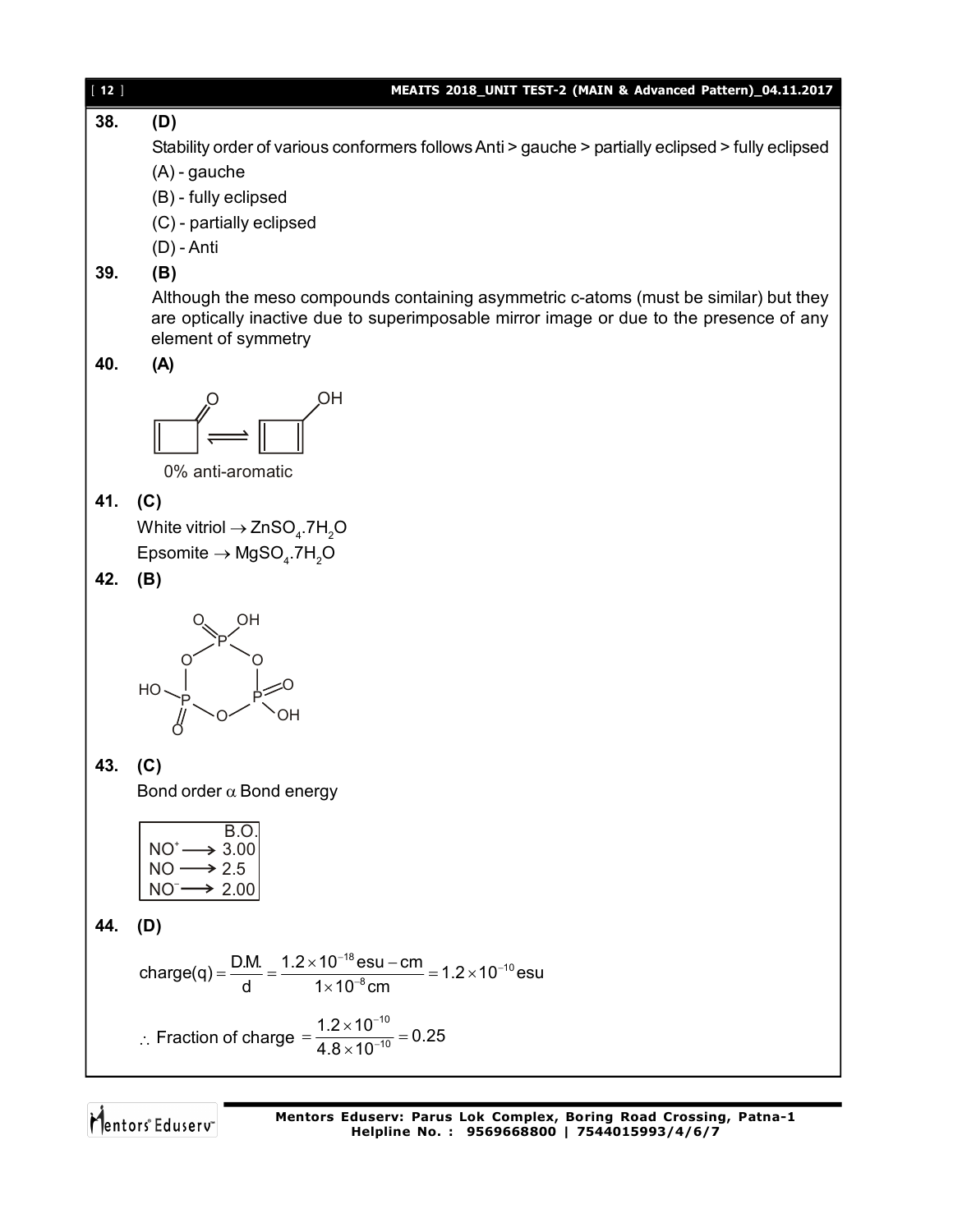**38.** **(D)**

Stability order of various conformers follows Anti > gauche > partially eclipsed > fully eclipsed

(A) - gauche

(B) - fully eclipsed

(C) - partially eclipsed

(D) - Anti

**39.** **(B)**

Although the meso compounds containing asymmetric c-atoms (must be similar) but they are optically inactive due to superimposable mirror image or due to the presence of any element of symmetry

**40.** **(A)**

Cyclobutenone ⇌ cyclobutadienol (OH)

0% anti-aromatic

**41.** **(C)**

White vitriol $\rightarrow ZnSO_4.7H_2O$

Epsomite $\rightarrow MgSO_4.7H_2O$

**42.** **(B)**

Cyclic structure: six-membered ring of alternating P and O atoms, each P bearing =O and –OH.

**43.** **(C)**

Bond order $\alpha$ Bond energy

| | B.O. |
|---|---|
| $NO^+ \longrightarrow$ | 3.00 |
| $NO \longrightarrow$ | 2.5 |
| $NO^- \longrightarrow$ | 2.00 |

**44.** **(D)**

$$\text{charge(q)} = \frac{\text{D.M.}}{\text{d}} = \frac{1.2\times10^{-18}\,\text{esu}-\text{cm}}{1\times10^{-8}\,\text{cm}} = 1.2\times10^{-10}\,\text{esu}$$

$$\therefore \text{ Fraction of charge } = \frac{1.2\times10^{-10}}{4.8\times10^{-10}} = 0.25$$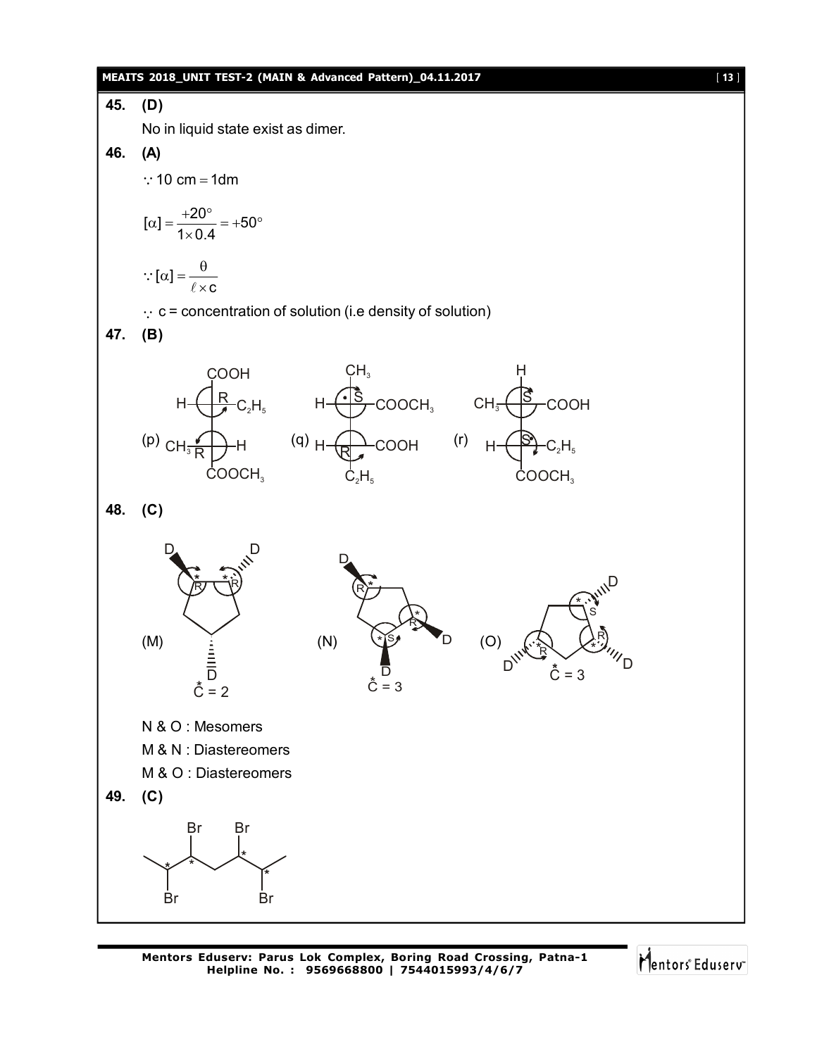**45. (D)**

No in liquid state exist as dimer.

**46. (A)**

$\because$ 10 cm = 1dm

$$[\alpha] = \frac{+20^\circ}{1 \times 0.4} = +50^\circ$$

$$\because [\alpha] = \frac{\theta}{\ell \times c}$$

$\because$ c = concentration of solution (i.e density of solution)

**47. (B)**

(p) COOH; H—C(R)—$C_2H_5$; $CH_3$—C(R)—H; $COOCH_3$

(q) $CH_3$; H—C(S)—$COOCH_3$; H—C(R)—COOH; $C_2H_5$

(r) H; $CH_3$—C(S)—COOH; H—C(S)—$C_2H_5$; $COOCH_3$

**48. (C)**

(M) $\overset{*}{C} = 2$

(N) $\overset{*}{C} = 3$

(O) $\overset{*}{C} = 3$

N & O : Mesomers

M & N : Diastereomers

M & O : Diastereomers

**49. (C)**

$CH_3$–$\overset{*}{C}$H(Br)–$\overset{*}{C}$H(Br)–$CH_2$–$\overset{*}{C}$H(Br)–$\overset{*}{C}$H(Br)–$CH_3$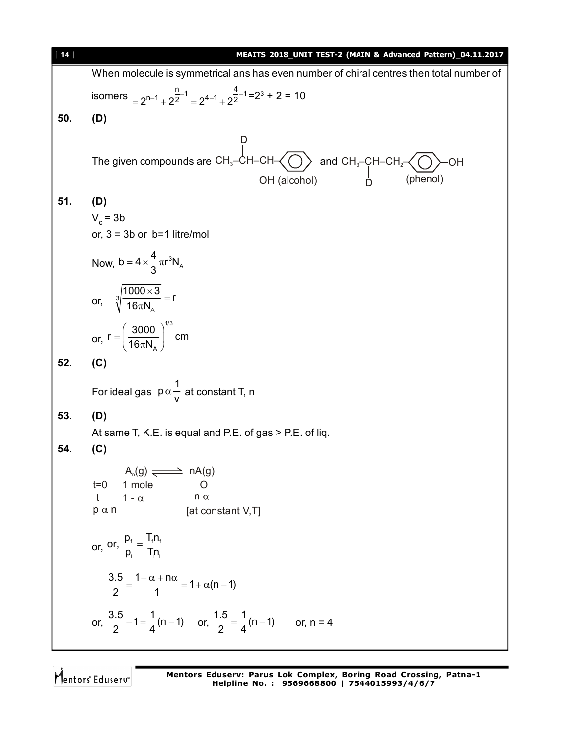When molecule is symmetrical ans has even number of chiral centres then total number of isomers $= 2^{n-1} + 2^{\frac{n}{2}-1} = 2^{4-1} + 2^{\frac{4}{2}-1} = 2^3 + 2 = 10$

**50. (D)**

The given compounds are $CH_3-\overset{D}{\overset{|}{C}}H-\underset{OH\ (alcohol)}{\underset{|}{C}H}-C_6H_5$ and $CH_3-\underset{D}{\underset{|}{C}H}-CH_2-C_6H_4-OH$ (phenol)

**51. (D)**

$V_c = 3b$

or, $3 = 3b$ or $b = 1$ litre/mol

Now, $b = 4 \times \frac{4}{3}\pi r^3 N_A$

or, $\sqrt[3]{\frac{1000 \times 3}{16\pi N_A}} = r$

or, $r = \left(\frac{3000}{16\pi N_A}\right)^{1/3}$ cm

**52. (C)**

For ideal gas $p \alpha \frac{1}{v}$ at constant T, n

**53. (D)**

At same T, K.E. is equal and P.E. of gas > P.E. of liq.

**54. (C)**

| | $A_n(g)$ | $\rightleftharpoons$ | $nA(g)$ |
|---|---|---|---|
| t=0 | 1 mole | | O |
| t | $1 - \alpha$ | | $n\alpha$ |

$p \alpha n$ [at constant V,T]

or, or, $\frac{p_f}{p_i} = \frac{T_f n_f}{T_i n_i}$

$$\frac{3.5}{2} = \frac{1 - \alpha + n\alpha}{1} = 1 + \alpha(n-1)$$

or, $\frac{3.5}{2} - 1 = \frac{1}{4}(n-1)$ or, $\frac{1.5}{2} = \frac{1}{4}(n-1)$ or, $n = 4$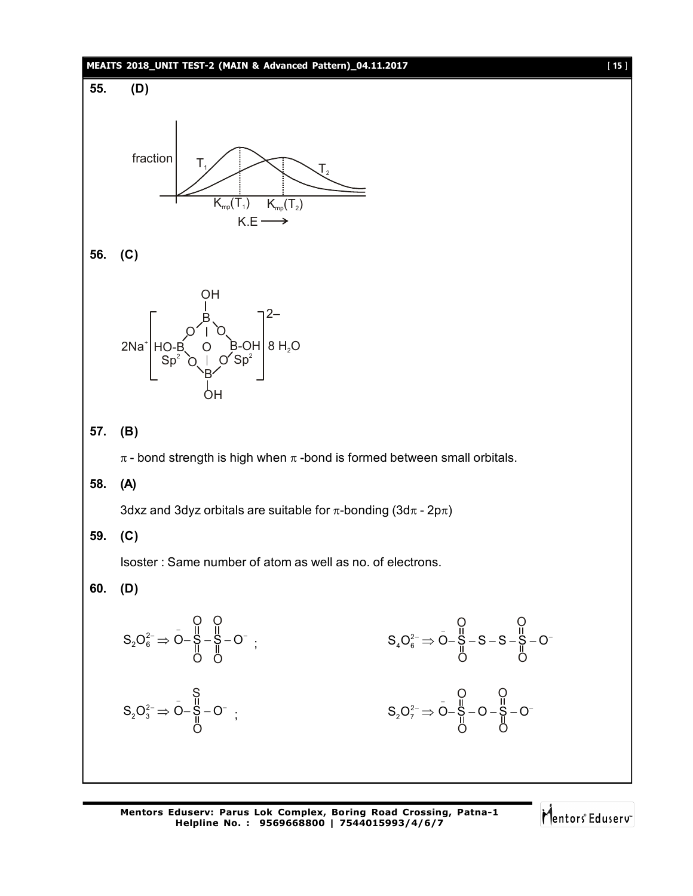**55. (D)**

fraction

$T_1$ $T_2$

$K_{mp}(T_1)$ $K_{mp}(T_2)$

K.E ⟶

**56. (C)**

$$2Na^+\left[\begin{array}{c} OH \\ | \\ B \\ HO\text{-}B(Sp^2) \quad O \quad B\text{-}OH(Sp^2) \\ B \\ | \\ OH \end{array}\right]^{2-} 8\,H_2O$$

**57. (B)**

$\pi$ - bond strength is high when $\pi$ -bond is formed between small orbitals.

**58. (A)**

3dxz and 3dyz orbitals are suitable for $\pi$-bonding ($3d\pi$ - $2p\pi$)

**59. (C)**

Isoster : Same number of atom as well as no. of electrons.

**60. (D)**

$S_2O_6^{2-} \Rightarrow \bar{O}-S(=O)_2-S(=O)_2-O^-$ ;

$S_4O_6^{2-} \Rightarrow \bar{O}-S(=O)_2-S-S-S(=O)_2-O^-$

$S_2O_3^{2-} \Rightarrow \bar{O}-S(=S)(=O)-O^-$ ;

$S_2O_7^{2-} \Rightarrow \bar{O}-S(=O)_2-O-S(=O)_2-O^-$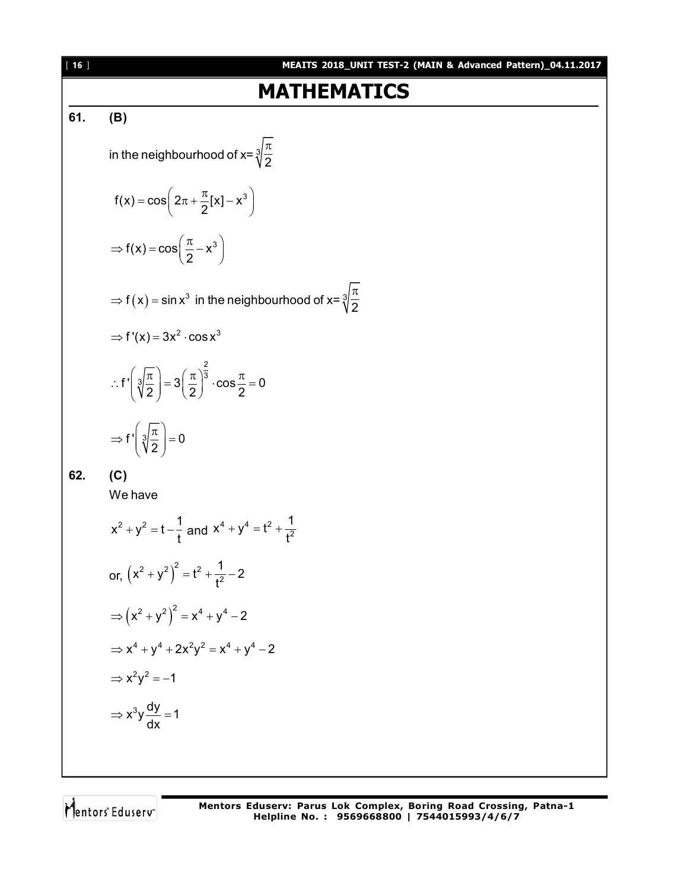# MATHEMATICS

**61. (B)**

in the neighbourhood of x= $\sqrt[3]{\frac{\pi}{2}}$

$$f(x) = \cos\left(2\pi + \frac{\pi}{2}[x] - x^3\right)$$

$$\Rightarrow f(x) = \cos\left(\frac{\pi}{2} - x^3\right)$$

$\Rightarrow f(x) = \sin x^3$ in the neighbourhood of x= $\sqrt[3]{\frac{\pi}{2}}$

$$\Rightarrow f'(x) = 3x^2 \cdot \cos x^3$$

$$\therefore f'\left(\sqrt[3]{\frac{\pi}{2}}\right) = 3\left(\frac{\pi}{2}\right)^{\frac{2}{3}} \cdot \cos\frac{\pi}{2} = 0$$

$$\Rightarrow f'\left(\sqrt[3]{\frac{\pi}{2}}\right) = 0$$

**62. (C)**

We have

$x^2 + y^2 = t - \frac{1}{t}$ and $x^4 + y^4 = t^2 + \frac{1}{t^2}$

or, $\left(x^2 + y^2\right)^2 = t^2 + \frac{1}{t^2} - 2$

$$\Rightarrow \left(x^2 + y^2\right)^2 = x^4 + y^4 - 2$$

$$\Rightarrow x^4 + y^4 + 2x^2y^2 = x^4 + y^4 - 2$$

$$\Rightarrow x^2y^2 = -1$$

$$\Rightarrow x^3y\frac{dy}{dx} = 1$$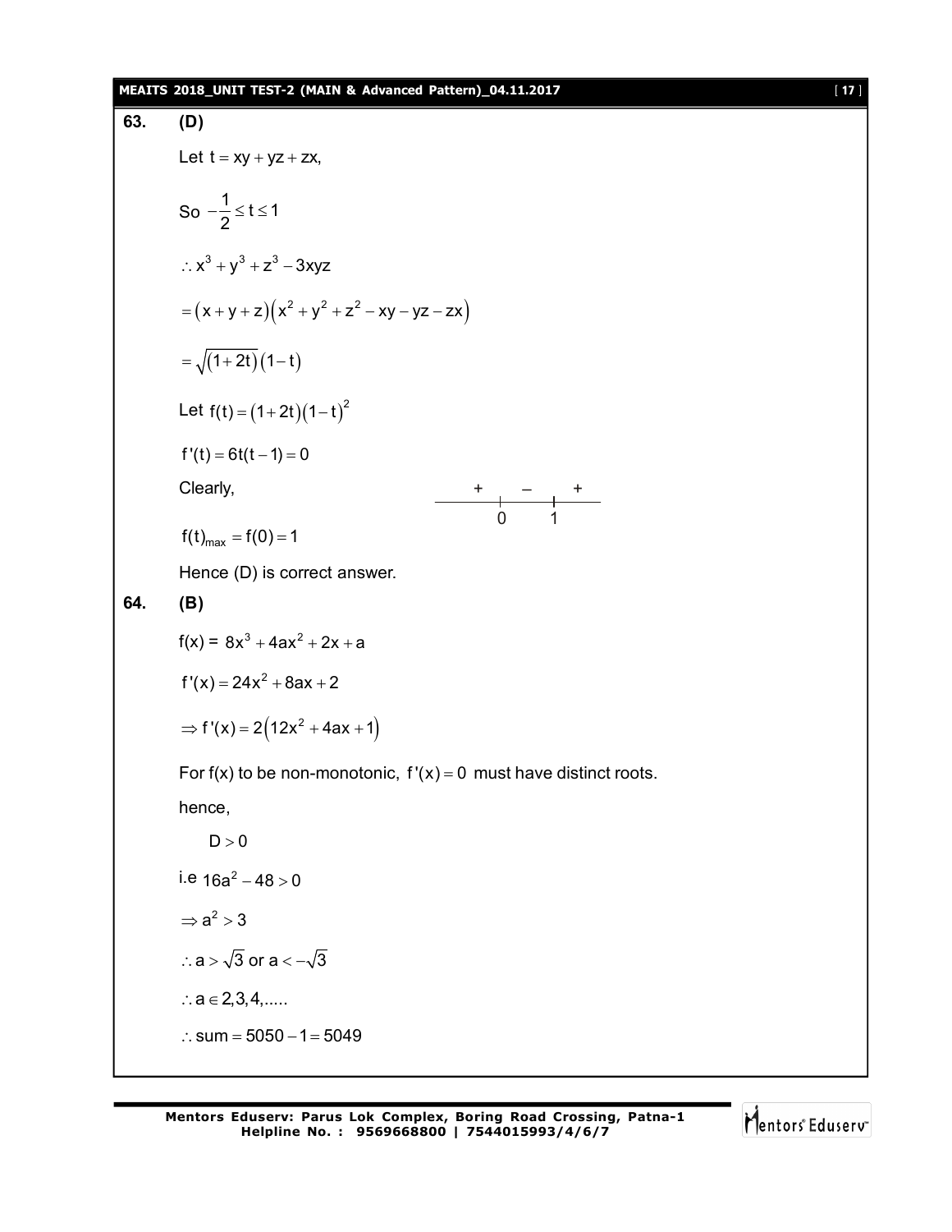**63.** **(D)**

Let $t = xy + yz + zx,$

So $-\frac{1}{2} \le t \le 1$

$\therefore x^3 + y^3 + z^3 - 3xyz$

$= (x+y+z)(x^2 + y^2 + z^2 - xy - yz - zx)$

$= \sqrt{(1+2t)}(1-t)$

Let $f(t) = (1+2t)(1-t)^2$

$f'(t) = 6t(t-1) = 0$

Clearly,

$$\begin{array}{ccccc} + & & - & & + \\ \hline & 0 & & 1 & \end{array}$$

$f(t)_{max} = f(0) = 1$

Hence (D) is correct answer.

**64.** **(B)**

f(x) = $8x^3 + 4ax^2 + 2x + a$

$f'(x) = 24x^2 + 8ax + 2$

$\Rightarrow f'(x) = 2(12x^2 + 4ax + 1)$

For f(x) to be non-monotonic, $f'(x) = 0$ must have distinct roots.

hence,

$D > 0$

i.e $16a^2 - 48 > 0$

$\Rightarrow a^2 > 3$

$\therefore a > \sqrt{3}$ or $a < -\sqrt{3}$

$\therefore a \in 2, 3, 4, .....$

$\therefore \text{sum} = 5050 - 1 = 5049$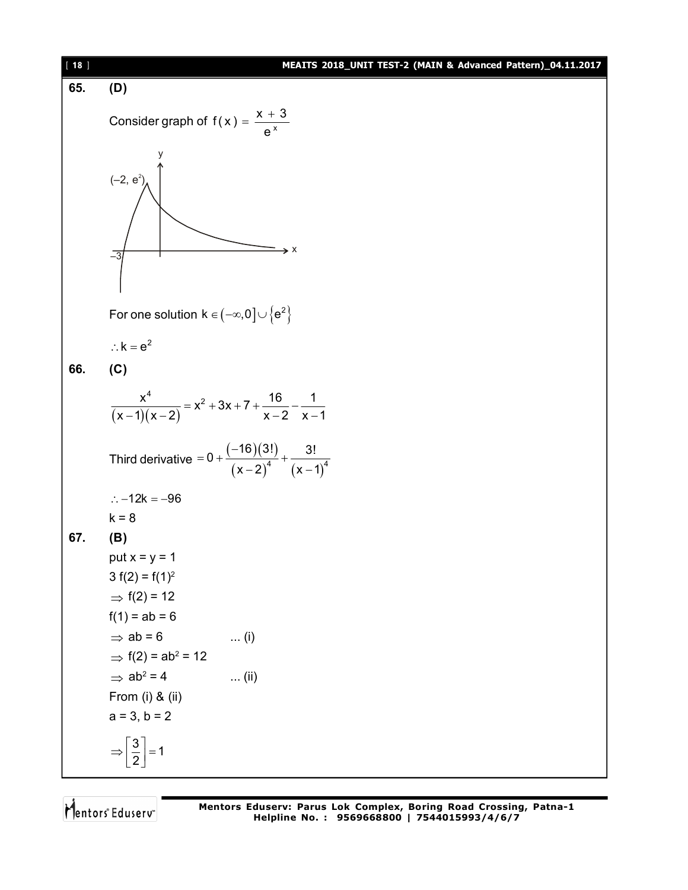**65. (D)**

Consider graph of $f(x) = \dfrac{x+3}{e^x}$

For one solution $k \in (-\infty, 0] \cup \{e^2\}$

$\therefore k = e^2$

**66. (C)**

$$\frac{x^4}{(x-1)(x-2)} = x^2 + 3x + 7 + \frac{16}{x-2} - \frac{1}{x-1}$$

Third derivative $= 0 + \dfrac{(-16)(3!)}{(x-2)^4} + \dfrac{3!}{(x-1)^4}$

$\therefore -12k = -96$

$k = 8$

**67. (B)**

put $x = y = 1$

$3\,f(2) = f(1)^2$

$\Rightarrow f(2) = 12$

$f(1) = ab = 6$

$\Rightarrow ab = 6$ ... (i)

$\Rightarrow f(2) = ab^2 = 12$

$\Rightarrow ab^2 = 4$ ... (ii)

From (i) & (ii)

$a = 3, b = 2$

$\Rightarrow \left[\dfrac{3}{2}\right] = 1$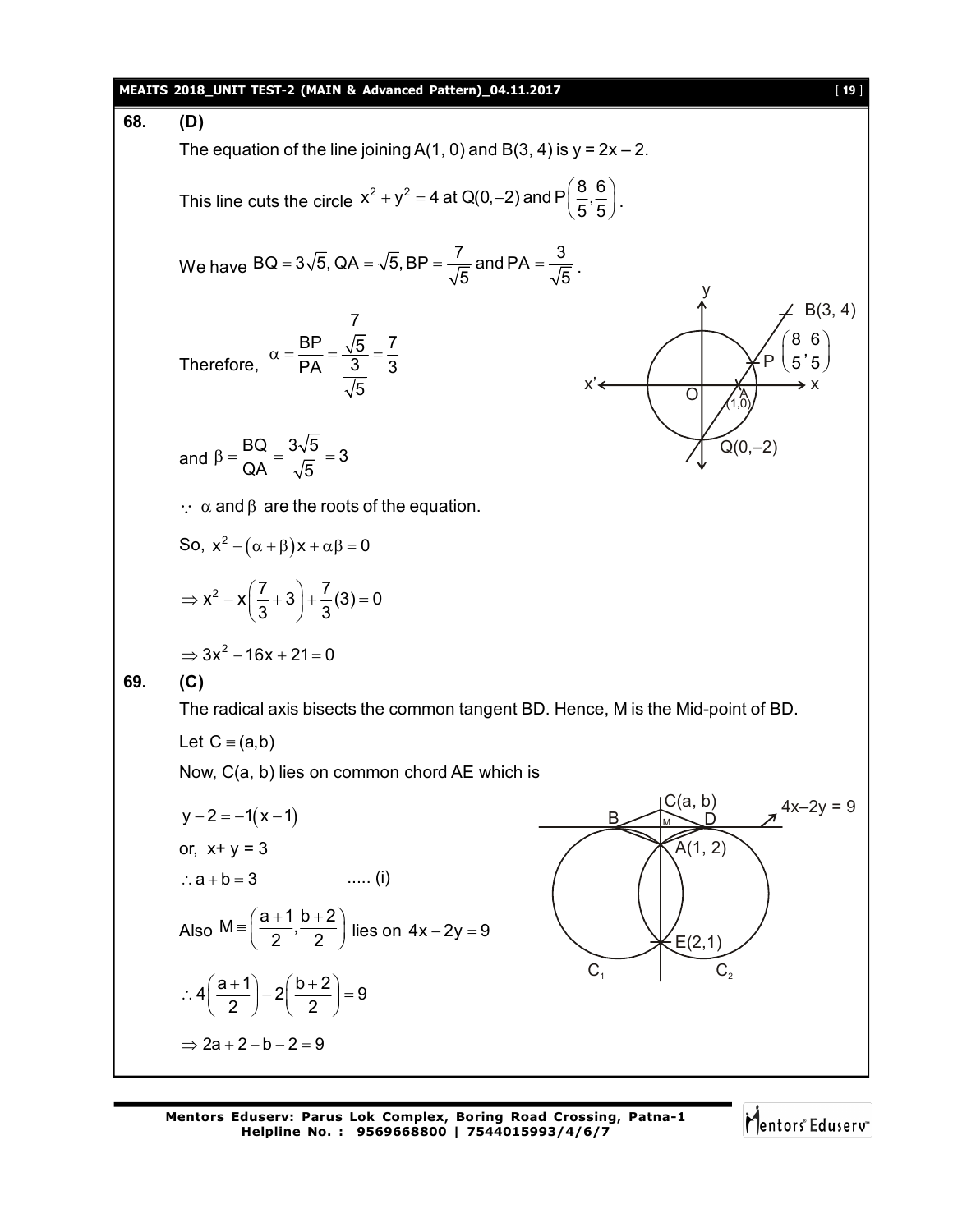**68. (D)**

The equation of the line joining A(1, 0) and B(3, 4) is $y = 2x - 2$.

This line cuts the circle $x^2 + y^2 = 4$ at $Q(0,-2)$ and $P\left(\frac{8}{5}, \frac{6}{5}\right)$.

We have $BQ = 3\sqrt{5}, QA = \sqrt{5}, BP = \frac{7}{\sqrt{5}}$ and $PA = \frac{3}{\sqrt{5}}$.

Therefore, $\alpha = \frac{BP}{PA} = \frac{\frac{7}{\sqrt{5}}}{\frac{3}{\sqrt{5}}} = \frac{7}{3}$

and $\beta = \frac{BQ}{QA} = \frac{3\sqrt{5}}{\sqrt{5}} = 3$

$\because$ $\alpha$ and $\beta$ are the roots of the equation.

So, $x^2 - (\alpha + \beta)x + \alpha\beta = 0$

$$\Rightarrow x^2 - x\left(\frac{7}{3} + 3\right) + \frac{7}{3}(3) = 0$$

$$\Rightarrow 3x^2 - 16x + 21 = 0$$

**69. (C)**

The radical axis bisects the common tangent BD. Hence, M is the Mid-point of BD.

Let $C \equiv (a,b)$

Now, C(a, b) lies on common chord AE which is

$y - 2 = -1(x - 1)$

or, $x + y = 3$

$\therefore a + b = 3$ ..... (i)

Also $M \equiv \left(\frac{a+1}{2}, \frac{b+2}{2}\right)$ lies on $4x - 2y = 9$

$$\therefore 4\left(\frac{a+1}{2}\right) - 2\left(\frac{b+2}{2}\right) = 9$$

$$\Rightarrow 2a + 2 - b - 2 = 9$$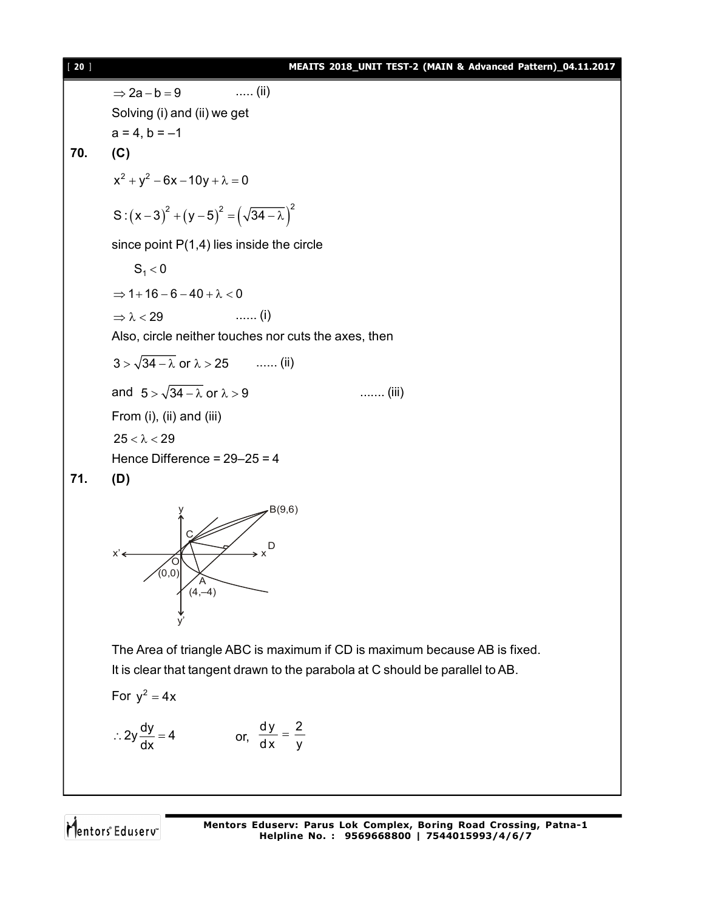$\Rightarrow 2a - b = 9$ ..... (ii)

Solving (i) and (ii) we get

a = 4, b = –1

**70. (C)**

$x^2 + y^2 - 6x - 10y + \lambda = 0$

$S: (x-3)^2 + (y-5)^2 = \left(\sqrt{34-\lambda}\right)^2$

since point P(1,4) lies inside the circle

$S_1 < 0$

$\Rightarrow 1 + 16 - 6 - 40 + \lambda < 0$

$\Rightarrow \lambda < 29$ ...... (i)

Also, circle neither touches nor cuts the axes, then

$3 > \sqrt{34-\lambda}$ or $\lambda > 25$ ...... (ii)

and $5 > \sqrt{34-\lambda}$ or $\lambda > 9$ ....... (iii)

From (i), (ii) and (iii)

$25 < \lambda < 29$

Hence Difference = 29–25 = 4

**71. (D)**

The Area of triangle ABC is maximum if CD is maximum because AB is fixed.

It is clear that tangent drawn to the parabola at C should be parallel to AB.

For $y^2 = 4x$

$\therefore 2y\dfrac{dy}{dx} = 4$ or, $\dfrac{dy}{dx} = \dfrac{2}{y}$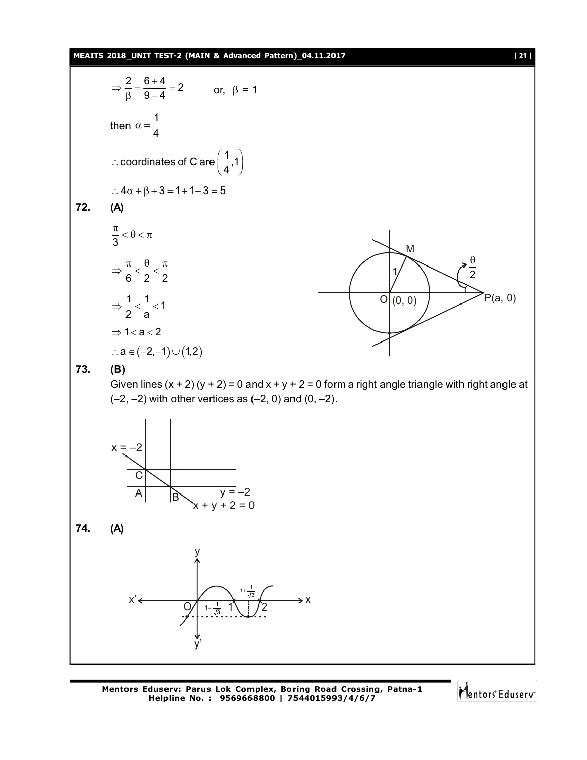$$\Rightarrow \frac{2}{\beta} = \frac{6+4}{9-4} = 2 \qquad \text{or, } \beta = 1$$

then $\alpha = \frac{1}{4}$

$\therefore$ coordinates of C are $\left(\frac{1}{4}, 1\right)$

$\therefore 4\alpha + \beta + 3 = 1 + 1 + 3 = 5$

**72. (A)**

$$\frac{\pi}{3} < \theta < \pi$$

$$\Rightarrow \frac{\pi}{6} < \frac{\theta}{2} < \frac{\pi}{2}$$

$$\Rightarrow \frac{1}{2} < \frac{1}{a} < 1$$

$$\Rightarrow 1 < a < 2$$

$$\therefore a \in (-2, -1) \cup (1, 2)$$

**73. (B)**

Given lines $(x + 2)(y + 2) = 0$ and $x + y + 2 = 0$ form a right angle triangle with right angle at $(-2, -2)$ with other vertices as $(-2, 0)$ and $(0, -2)$.

**74. (A)**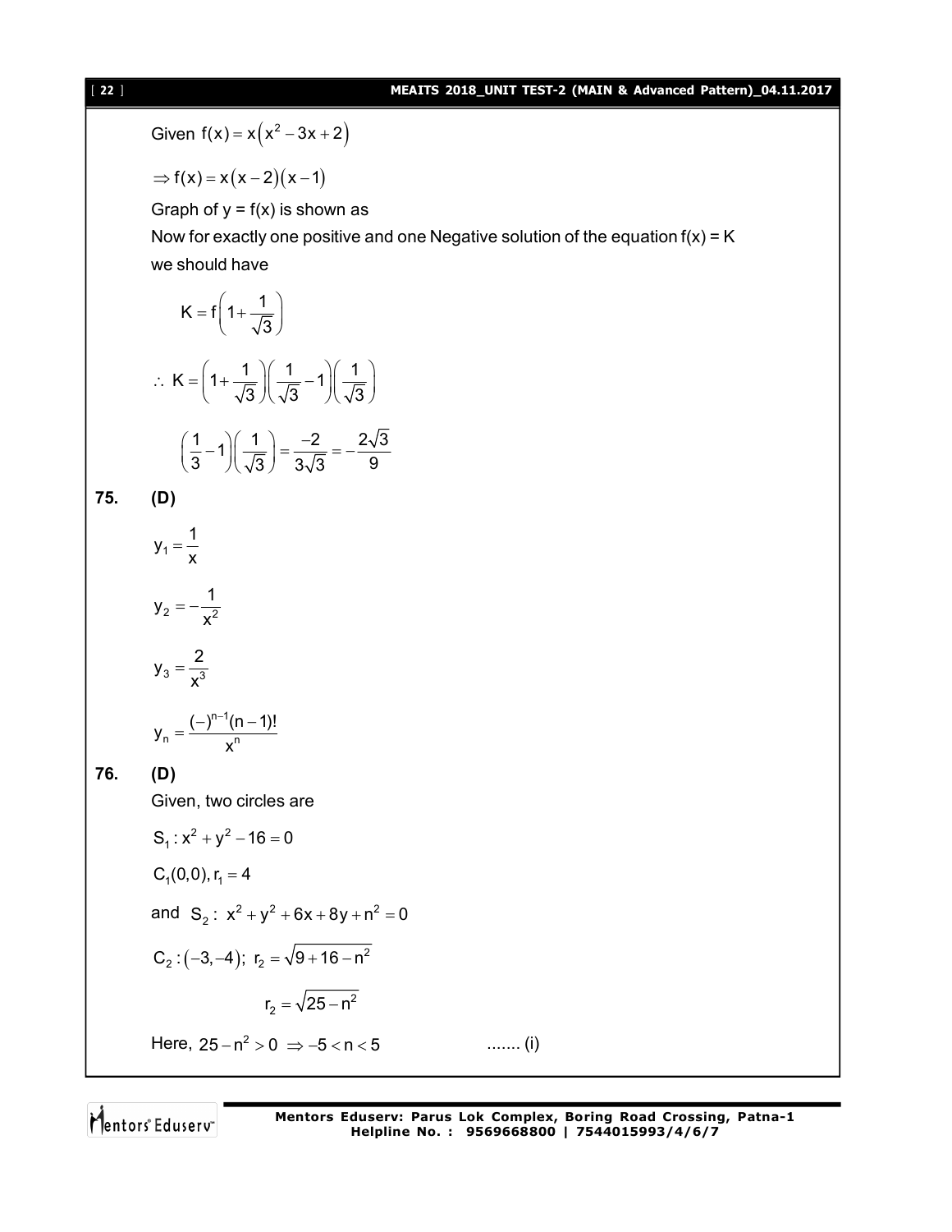Given $f(x) = x(x^2 - 3x + 2)$

$\Rightarrow f(x) = x(x-2)(x-1)$

Graph of y = f(x) is shown as

Now for exactly one positive and one Negative solution of the equation f(x) = K we should have

$$K = f\left(1 + \frac{1}{\sqrt{3}}\right)$$

$$\therefore\ K = \left(1 + \frac{1}{\sqrt{3}}\right)\left(\frac{1}{\sqrt{3}} - 1\right)\left(\frac{1}{\sqrt{3}}\right)$$

$$\left(\frac{1}{3} - 1\right)\left(\frac{1}{\sqrt{3}}\right) = \frac{-2}{3\sqrt{3}} = -\frac{2\sqrt{3}}{9}$$

**75. (D)**

$$y_1 = \frac{1}{x}$$

$$y_2 = -\frac{1}{x^2}$$

$$y_3 = \frac{2}{x^3}$$

$$y_n = \frac{(-)^{n-1}(n-1)!}{x^n}$$

**76. (D)**

Given, two circles are

$S_1 : x^2 + y^2 - 16 = 0$

$C_1(0,0), r_1 = 4$

and $S_2 :\ x^2 + y^2 + 6x + 8y + n^2 = 0$

$C_2 : (-3,-4);\ r_2 = \sqrt{9 + 16 - n^2}$

$$r_2 = \sqrt{25 - n^2}$$

Here, $25 - n^2 > 0\ \Rightarrow -5 < n < 5$ ....... (i)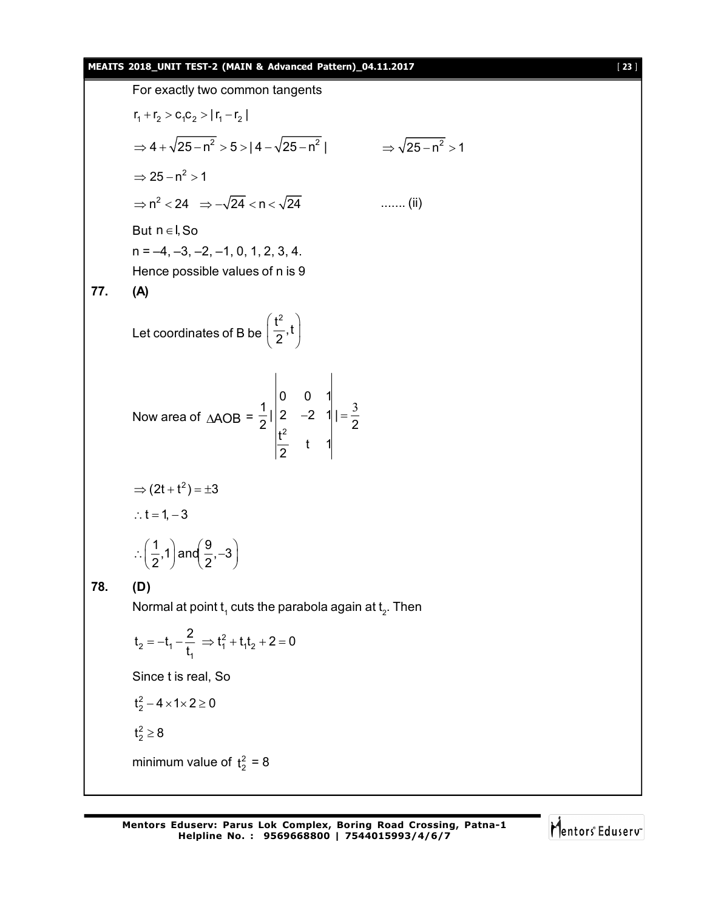For exactly two common tangents

$$r_1 + r_2 > c_1c_2 > |r_1 - r_2|$$

$$\Rightarrow 4 + \sqrt{25 - n^2} > 5 > |4 - \sqrt{25 - n^2}| \qquad \Rightarrow \sqrt{25 - n^2} > 1$$

$$\Rightarrow 25 - n^2 > 1$$

$$\Rightarrow n^2 < 24 \quad \Rightarrow -\sqrt{24} < n < \sqrt{24} \qquad \text{....... (ii)}$$

But $n \in I$, So

n = –4, –3, –2, –1, 0, 1, 2, 3, 4.

Hence possible values of n is 9

**77. (A)**

Let coordinates of B be $\left(\frac{t^2}{2}, t\right)$

Now area of $\Delta AOB = \frac{1}{2}\left|\begin{vmatrix} 0 & 0 & 1 \\ 2 & -2 & 1 \\ \frac{t^2}{2} & t & 1 \end{vmatrix}\right| = \frac{3}{2}$

$$\Rightarrow (2t + t^2) = \pm 3$$

$$\therefore t = 1, -3$$

$$\therefore \left(\frac{1}{2}, 1\right) \text{and} \left(\frac{9}{2}, -3\right)$$

**78. (D)**

Normal at point $t_1$ cuts the parabola again at $t_2$. Then

$$t_2 = -t_1 - \frac{2}{t_1} \Rightarrow t_1^2 + t_1t_2 + 2 = 0$$

Since t is real, So

$$t_2^2 - 4 \times 1 \times 2 \geq 0$$

$$t_2^2 \geq 8$$

minimum value of $t_2^2 = 8$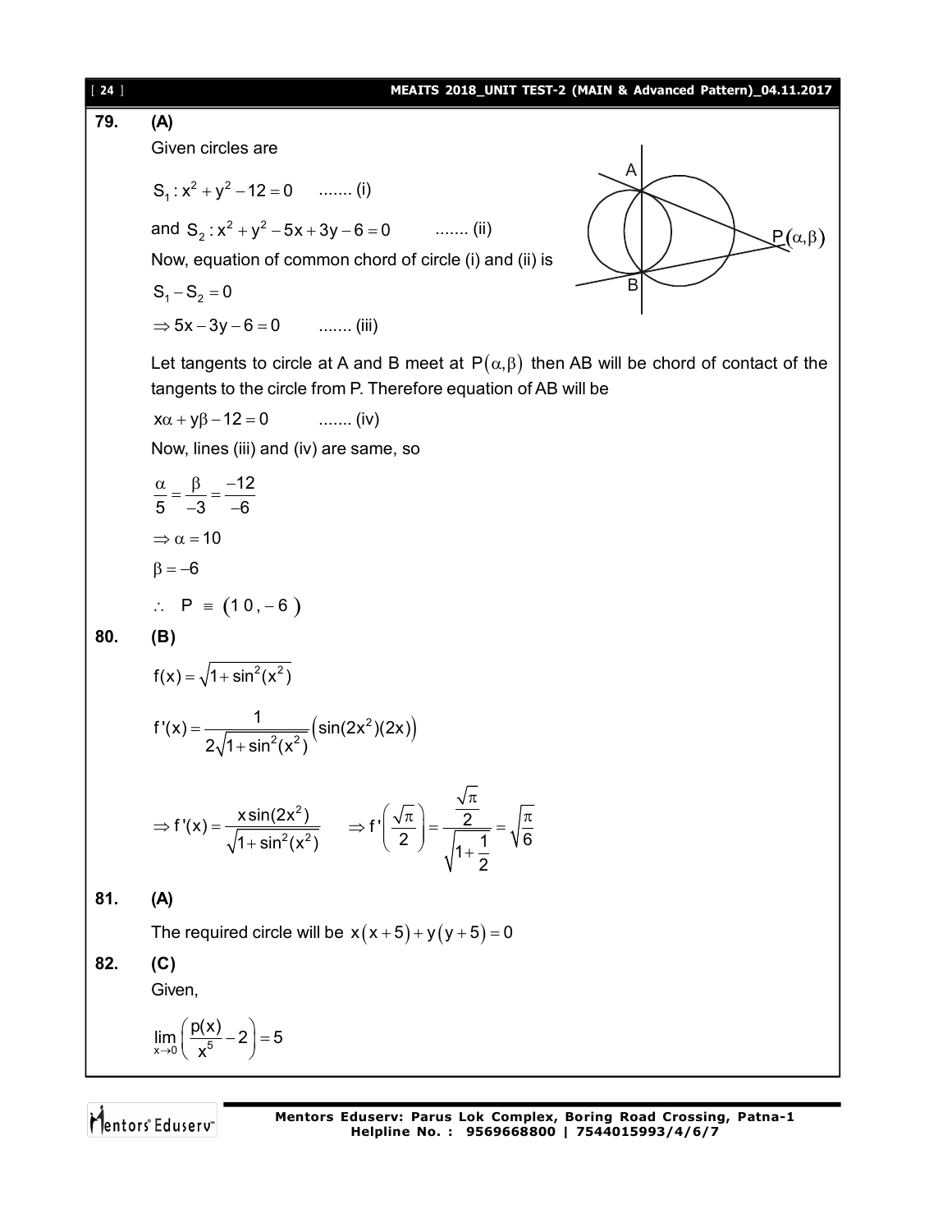**79. (A)**

Given circles are

$S_1 : x^2 + y^2 - 12 = 0$ ....... (i)

and $S_2 : x^2 + y^2 - 5x + 3y - 6 = 0$ ....... (ii)

Now, equation of common chord of circle (i) and (ii) is

$S_1 - S_2 = 0$

$\Rightarrow 5x - 3y - 6 = 0$ ....... (iii)

Let tangents to circle at A and B meet at $P(\alpha, \beta)$ then AB will be chord of contact of the tangents to the circle from P. Therefore equation of AB will be

$x\alpha + y\beta - 12 = 0$ ....... (iv)

Now, lines (iii) and (iv) are same, so

$$\frac{\alpha}{5} = \frac{\beta}{-3} = \frac{-12}{-6}$$

$\Rightarrow \alpha = 10$

$\beta = -6$

$\therefore \ P \equiv (10, -6)$

**80. (B)**

$$f(x) = \sqrt{1 + \sin^2(x^2)}$$

$$f'(x) = \frac{1}{2\sqrt{1+\sin^2(x^2)}}\left(\sin(2x^2)(2x)\right)$$

$$\Rightarrow f'(x) = \frac{x\sin(2x^2)}{\sqrt{1+\sin^2(x^2)}} \qquad \Rightarrow f'\left(\frac{\sqrt{\pi}}{2}\right) = \frac{\frac{\sqrt{\pi}}{2}}{\sqrt{1+\frac{1}{2}}} = \sqrt{\frac{\pi}{6}}$$

**81. (A)**

The required circle will be $x(x+5) + y(y+5) = 0$

**82. (C)**

Given,

$$\lim_{x \to 0}\left(\frac{p(x)}{x^5} - 2\right) = 5$$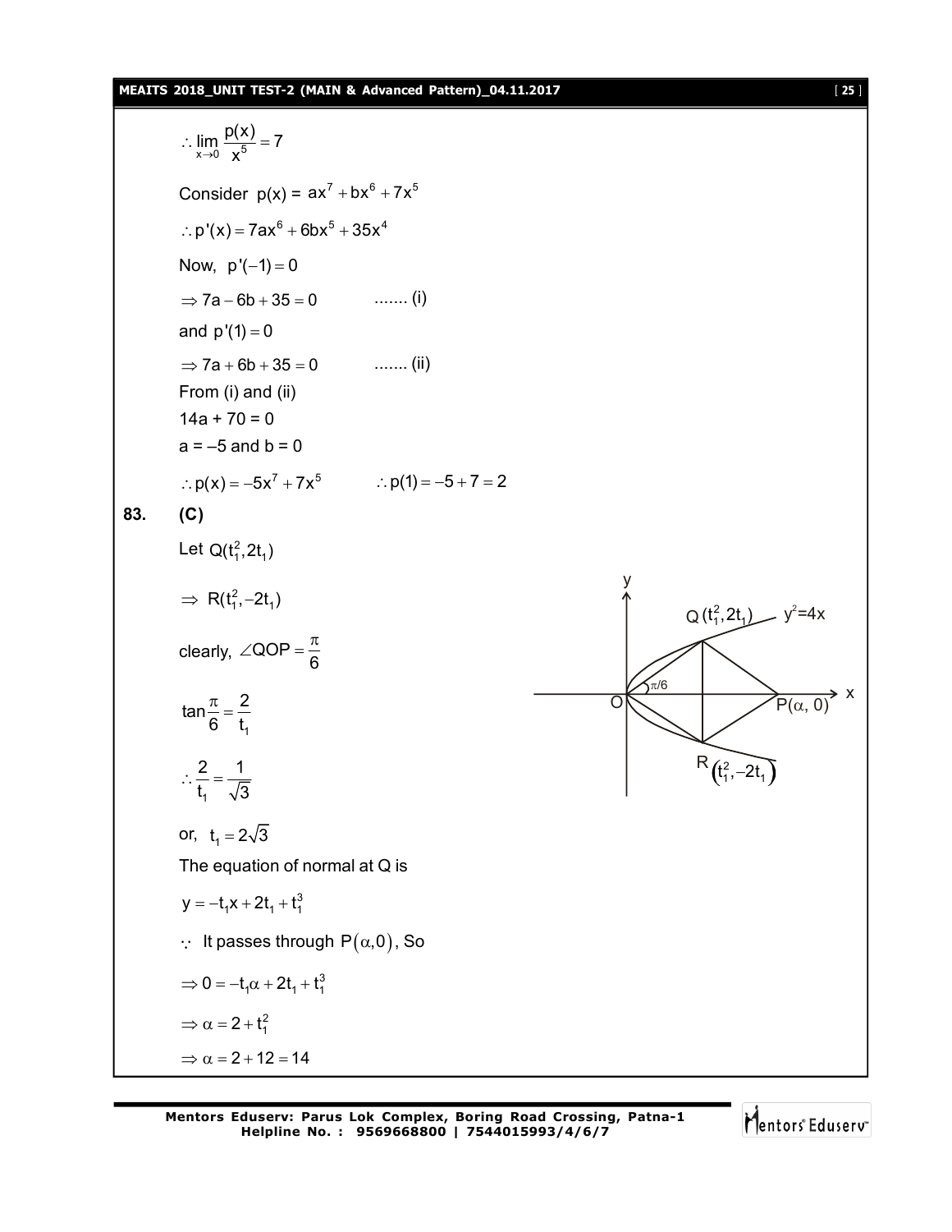$\therefore \lim\limits_{x \to 0} \dfrac{p(x)}{x^5} = 7$

Consider $p(x) = ax^7 + bx^6 + 7x^5$

$\therefore p'(x) = 7ax^6 + 6bx^5 + 35x^4$

Now, $p'(-1) = 0$

$\Rightarrow 7a - 6b + 35 = 0$ ....... (i)

and $p'(1) = 0$

$\Rightarrow 7a + 6b + 35 = 0$ ....... (ii)

From (i) and (ii)

14a + 70 = 0

a = –5 and b = 0

$\therefore p(x) = -5x^7 + 7x^5$ $\quad \therefore p(1) = -5 + 7 = 2$

**83. (C)**

Let $Q(t_1^2, 2t_1)$

$\Rightarrow R(t_1^2, -2t_1)$

clearly, $\angle QOP = \dfrac{\pi}{6}$

$\tan\dfrac{\pi}{6} = \dfrac{2}{t_1}$

$\therefore \dfrac{2}{t_1} = \dfrac{1}{\sqrt{3}}$

or, $t_1 = 2\sqrt{3}$

The equation of normal at Q is

$y = -t_1 x + 2t_1 + t_1^3$

$\because$ It passes through $P(\alpha, 0)$, So

$\Rightarrow 0 = -t_1\alpha + 2t_1 + t_1^3$

$\Rightarrow \alpha = 2 + t_1^2$

$\Rightarrow \alpha = 2 + 12 = 14$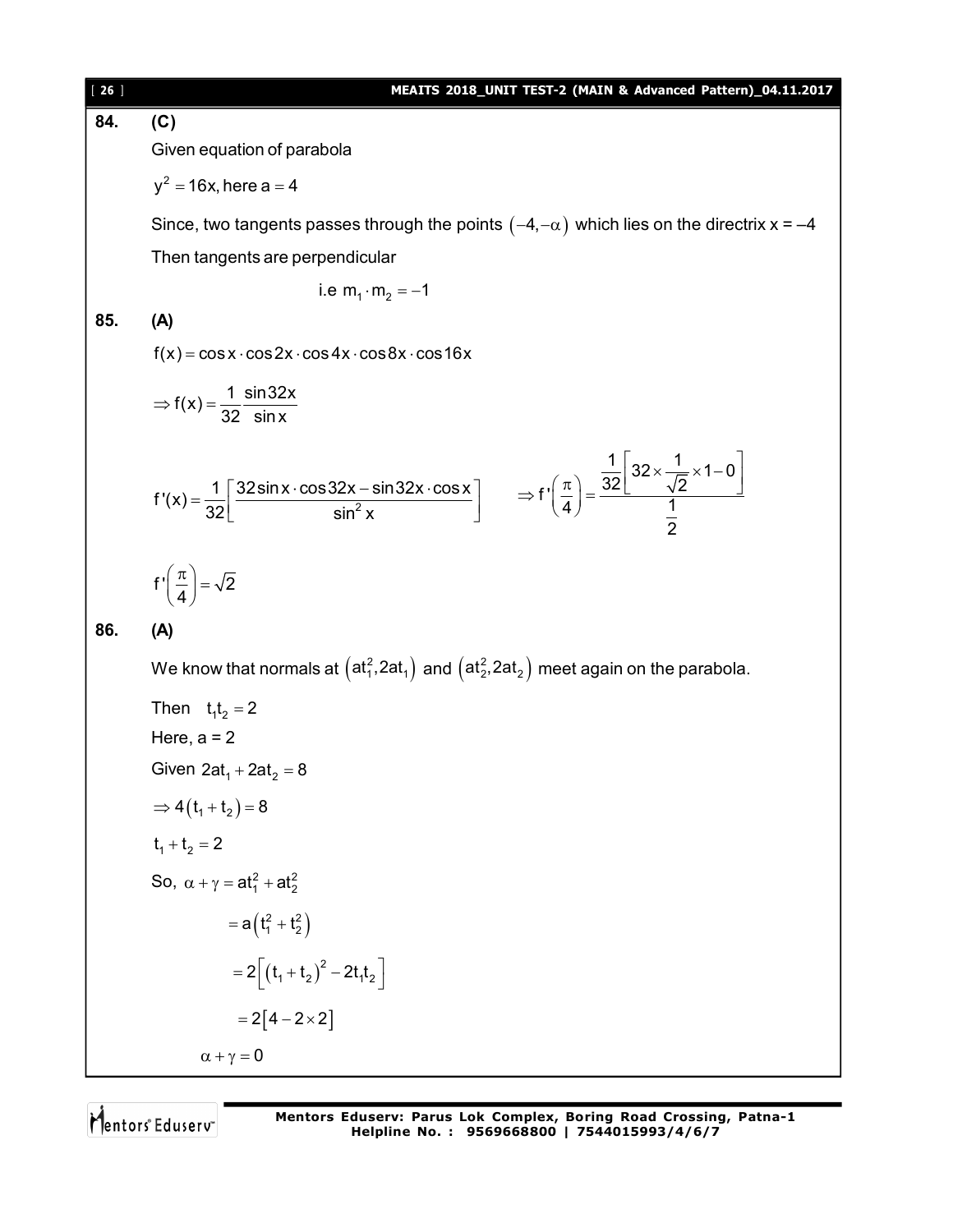**84.** **(C)**

Given equation of parabola

$y^2 = 16x$, here $a = 4$

Since, two tangents passes through the points $(-4, -\alpha)$ which lies on the directrix $x = -4$

Then tangents are perpendicular

$$\text{i.e } m_1 \cdot m_2 = -1$$

**85.** **(A)**

$f(x) = \cos x \cdot \cos 2x \cdot \cos 4x \cdot \cos 8x \cdot \cos 16x$

$$\Rightarrow f(x) = \frac{1}{32} \frac{\sin 32x}{\sin x}$$

$$f'(x) = \frac{1}{32}\left[\frac{32 \sin x \cdot \cos 32x - \sin 32x \cdot \cos x}{\sin^2 x}\right] \qquad \Rightarrow f'\left(\frac{\pi}{4}\right) = \frac{\frac{1}{32}\left[32 \times \frac{1}{\sqrt{2}} \times 1 - 0\right]}{\frac{1}{2}}$$

$$f'\left(\frac{\pi}{4}\right) = \sqrt{2}$$

**86.** **(A)**

We know that normals at $\left(at_1^2, 2at_1\right)$ and $\left(at_2^2, 2at_2\right)$ meet again on the parabola.

Then $\quad t_1 t_2 = 2$

Here, a = 2

Given $2at_1 + 2at_2 = 8$

$\Rightarrow 4(t_1 + t_2) = 8$

$t_1 + t_2 = 2$

So, $\alpha + \gamma = at_1^2 + at_2^2$

$$= a\left(t_1^2 + t_2^2\right)$$

$$= 2\left[(t_1 + t_2)^2 - 2t_1 t_2\right]$$

$$= 2[4 - 2 \times 2]$$

$$\alpha + \gamma = 0$$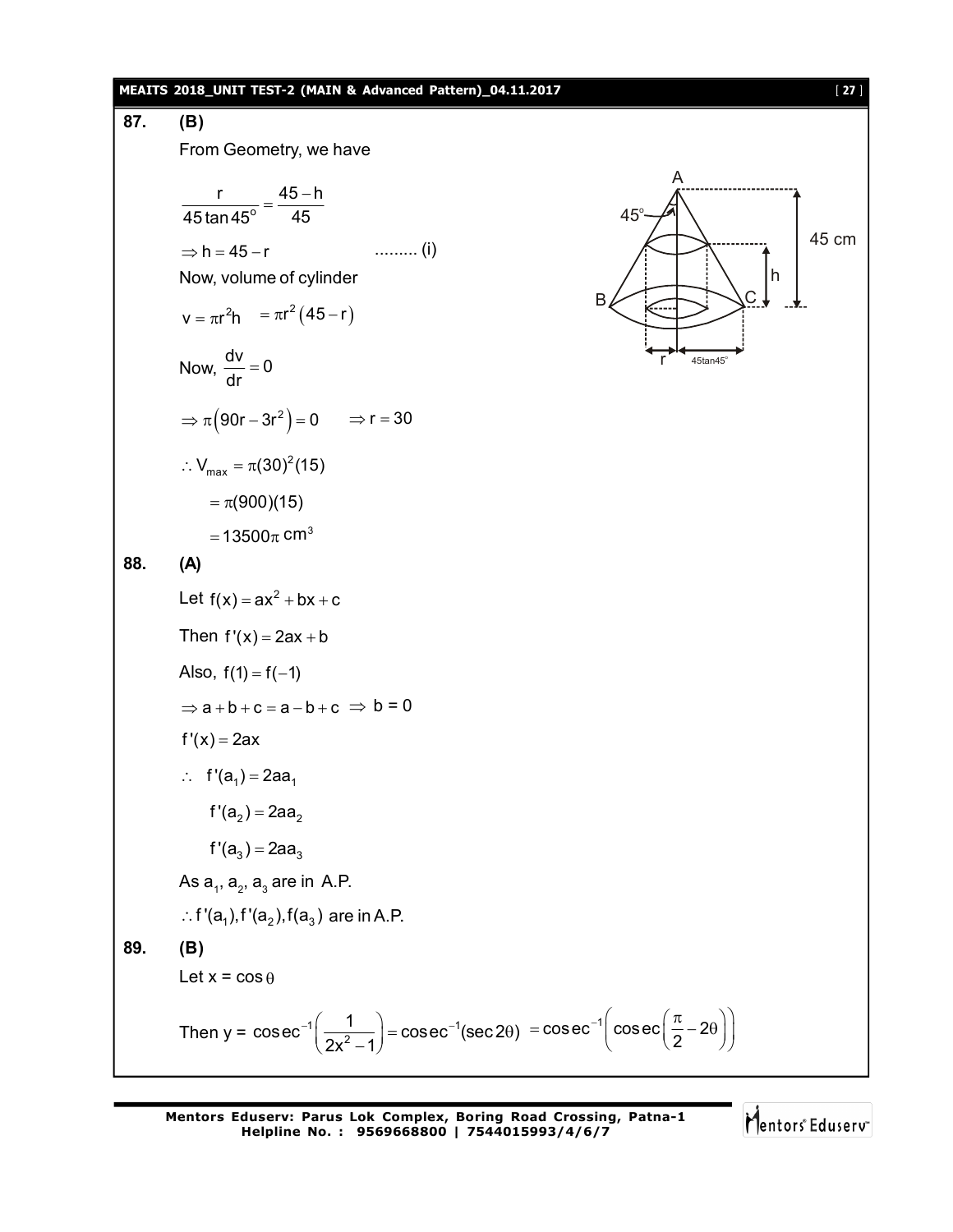**87.** **(B)**

From Geometry, we have

$$\frac{r}{45\tan 45^\circ} = \frac{45-h}{45}$$

$\Rightarrow h = 45 - r$ ......... (i)

Now, volume of cylinder

$v = \pi r^2 h \quad = \pi r^2 (45 - r)$

Now, $\frac{dv}{dr} = 0$

$\Rightarrow \pi\left(90r - 3r^2\right) = 0 \quad \Rightarrow r = 30$

$\therefore V_{max} = \pi(30)^2(15)$

$= \pi(900)(15)$

$= 13500\pi \text{ cm}^3$

**88.** **(A)**

Let $f(x) = ax^2 + bx + c$

Then $f'(x) = 2ax + b$

Also, $f(1) = f(-1)$

$\Rightarrow a + b + c = a - b + c \Rightarrow b = 0$

$f'(x) = 2ax$

$\therefore \quad f'(a_1) = 2aa_1$

$f'(a_2) = 2aa_2$

$f'(a_3) = 2aa_3$

As $a_1, a_2, a_3$ are in A.P.

$\therefore f'(a_1), f'(a_2), f(a_3)$ are in A.P.

**89.** **(B)**

Let $x = \cos\theta$

Then y = $\operatorname{cosec}^{-1}\left(\frac{1}{2x^2-1}\right) = \operatorname{cosec}^{-1}(\sec 2\theta) = \operatorname{cosec}^{-1}\left(\operatorname{cosec}\left(\frac{\pi}{2} - 2\theta\right)\right)$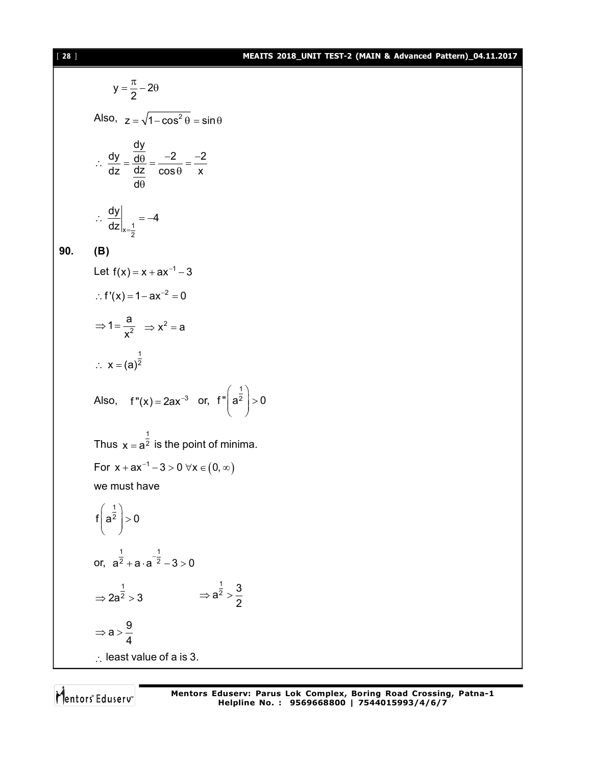$$y = \frac{\pi}{2} - 2\theta$$

Also, $z = \sqrt{1 - \cos^2\theta} = \sin\theta$

$$\therefore \frac{dy}{dz} = \frac{\frac{dy}{d\theta}}{\frac{dz}{d\theta}} = \frac{-2}{\cos\theta} = \frac{-2}{x}$$

$$\therefore \left.\frac{dy}{dz}\right|_{x=\frac{1}{2}} = -4$$

**90. (B)**

Let $f(x) = x + ax^{-1} - 3$

$\therefore f'(x) = 1 - ax^{-2} = 0$

$\Rightarrow 1 = \frac{a}{x^2} \quad \Rightarrow x^2 = a$

$\therefore x = (a)^{\frac{1}{2}}$

Also, $f''(x) = 2ax^{-3}$ or, $f''\left(a^{\frac{1}{2}}\right) > 0$

Thus $x = a^{\frac{1}{2}}$ is the point of minima.

For $x + ax^{-1} - 3 > 0 \; \forall x \in (0, \infty)$

we must have

$$f\left(a^{\frac{1}{2}}\right) > 0$$

or, $a^{\frac{1}{2}} + a \cdot a^{-\frac{1}{2}} - 3 > 0$

$\Rightarrow 2a^{\frac{1}{2}} > 3 \qquad \Rightarrow a^{\frac{1}{2}} > \frac{3}{2}$

$\Rightarrow a > \frac{9}{4}$

$\therefore$ least value of a is 3.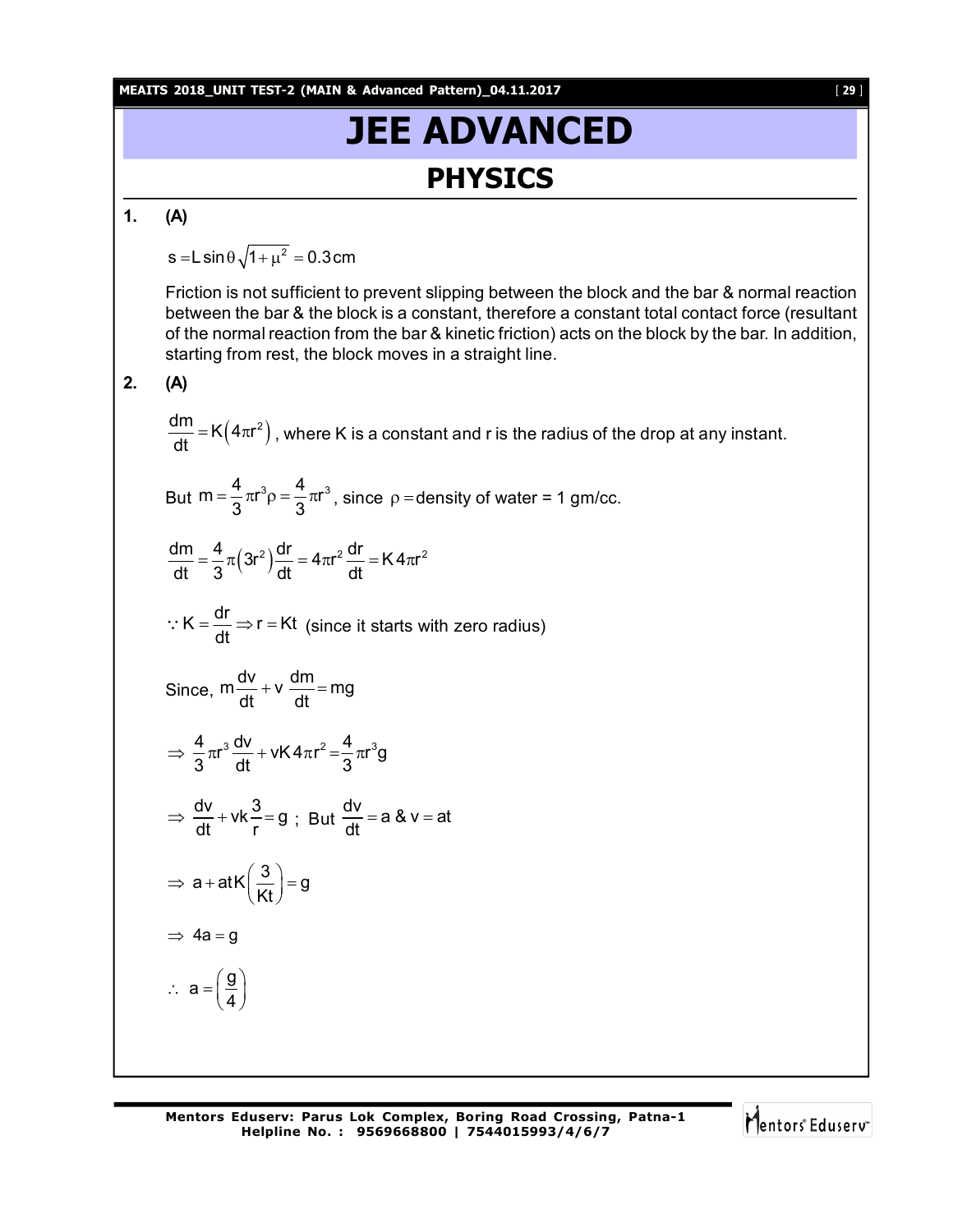# JEE ADVANCED

## PHYSICS

**1.** **(A)**

$s = L\sin\theta\sqrt{1+\mu^2} = 0.3\,\text{cm}$

Friction is not sufficient to prevent slipping between the block and the bar & normal reaction between the bar & the block is a constant, therefore a constant total contact force (resultant of the normal reaction from the bar & kinetic friction) acts on the block by the bar. In addition, starting from rest, the block moves in a straight line.

**2.** **(A)**

$\frac{dm}{dt} = K\left(4\pi r^2\right)$, where K is a constant and r is the radius of the drop at any instant.

But $m = \frac{4}{3}\pi r^3\rho = \frac{4}{3}\pi r^3$, since $\rho =$ density of water = 1 gm/cc.

$$\frac{dm}{dt} = \frac{4}{3}\pi\left(3r^2\right)\frac{dr}{dt} = 4\pi r^2\frac{dr}{dt} = K4\pi r^2$$

$\because K = \frac{dr}{dt} \Rightarrow r = Kt$ (since it starts with zero radius)

Since, $m\frac{dv}{dt} + v\frac{dm}{dt} = mg$

$$\Rightarrow \frac{4}{3}\pi r^3\frac{dv}{dt} + vK4\pi r^2 = \frac{4}{3}\pi r^3 g$$

$\Rightarrow \frac{dv}{dt} + vk\frac{3}{r} = g$ ; But $\frac{dv}{dt} = a$ & $v = at$

$$\Rightarrow a + atK\left(\frac{3}{Kt}\right) = g$$

$$\Rightarrow 4a = g$$

$$\therefore a = \left(\frac{g}{4}\right)$$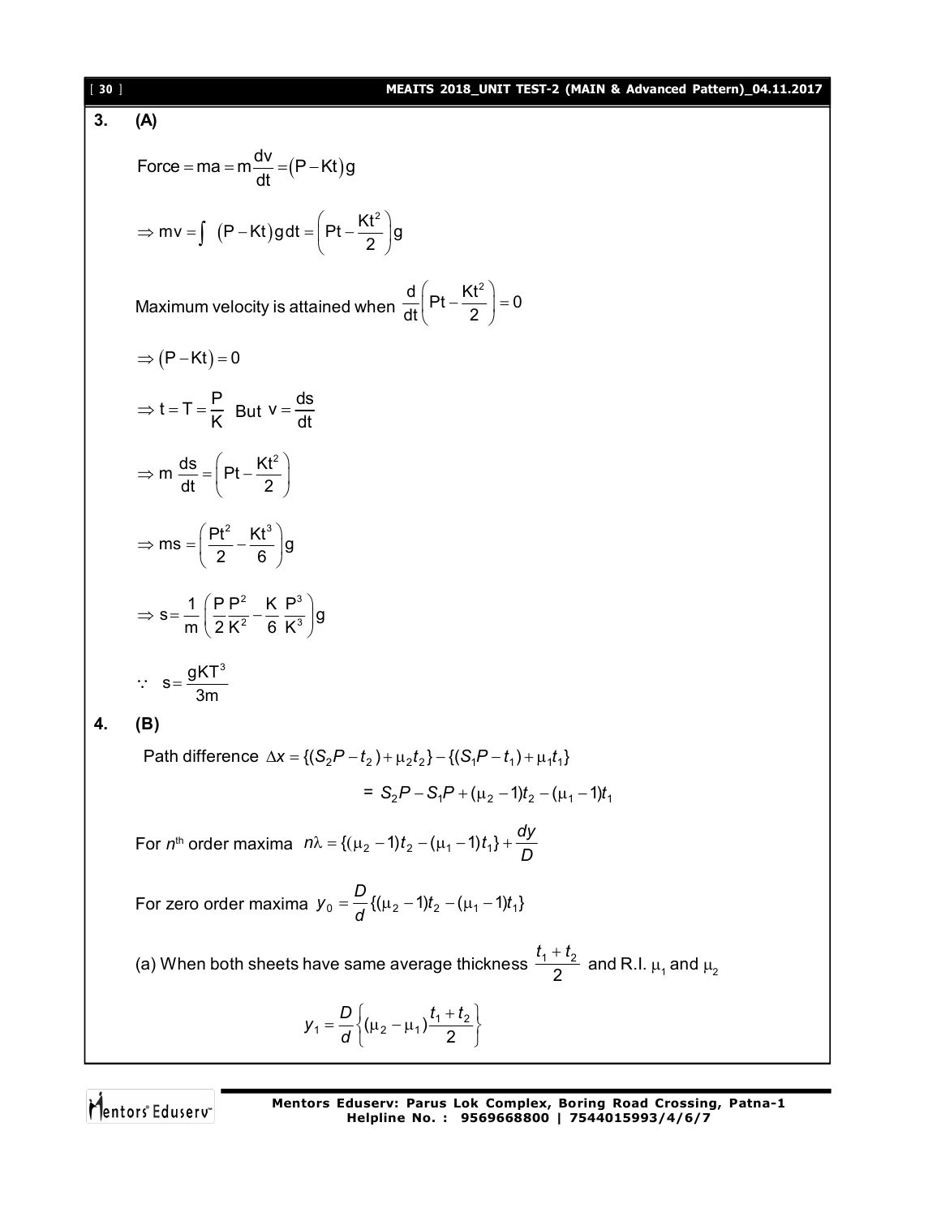**3. (A)**

$$\text{Force} = ma = m\frac{dv}{dt} = (P - Kt)g$$

$$\Rightarrow mv = \int (P - Kt)g\,dt = \left(Pt - \frac{Kt^2}{2}\right)g$$

Maximum velocity is attained when $\frac{d}{dt}\left(Pt - \frac{Kt^2}{2}\right) = 0$

$$\Rightarrow (P - Kt) = 0$$

$$\Rightarrow t = T = \frac{P}{K} \quad \text{But } v = \frac{ds}{dt}$$

$$\Rightarrow m\frac{ds}{dt} = \left(Pt - \frac{Kt^2}{2}\right)$$

$$\Rightarrow ms = \left(\frac{Pt^2}{2} - \frac{Kt^3}{6}\right)g$$

$$\Rightarrow s = \frac{1}{m}\left(\frac{P}{2}\frac{P^2}{K^2} - \frac{K}{6}\frac{P^3}{K^3}\right)g$$

$$\because \quad s = \frac{gKT^3}{3m}$$

**4. (B)**

Path difference $\Delta x = \{(S_2P - t_2) + \mu_2 t_2\} - \{(S_1P - t_1) + \mu_1 t_1\}$

$$= S_2P - S_1P + (\mu_2 - 1)t_2 - (\mu_1 - 1)t_1$$

For $n^{\text{th}}$ order maxima $n\lambda = \{(\mu_2 - 1)t_2 - (\mu_1 - 1)t_1\} + \frac{dy}{D}$

For zero order maxima $y_0 = \frac{D}{d}\{(\mu_2 - 1)t_2 - (\mu_1 - 1)t_1\}$

(a) When both sheets have same average thickness $\frac{t_1 + t_2}{2}$ and R.I. $\mu_1$ and $\mu_2$

$$y_1 = \frac{D}{d}\left\{(\mu_2 - \mu_1)\frac{t_1 + t_2}{2}\right\}$$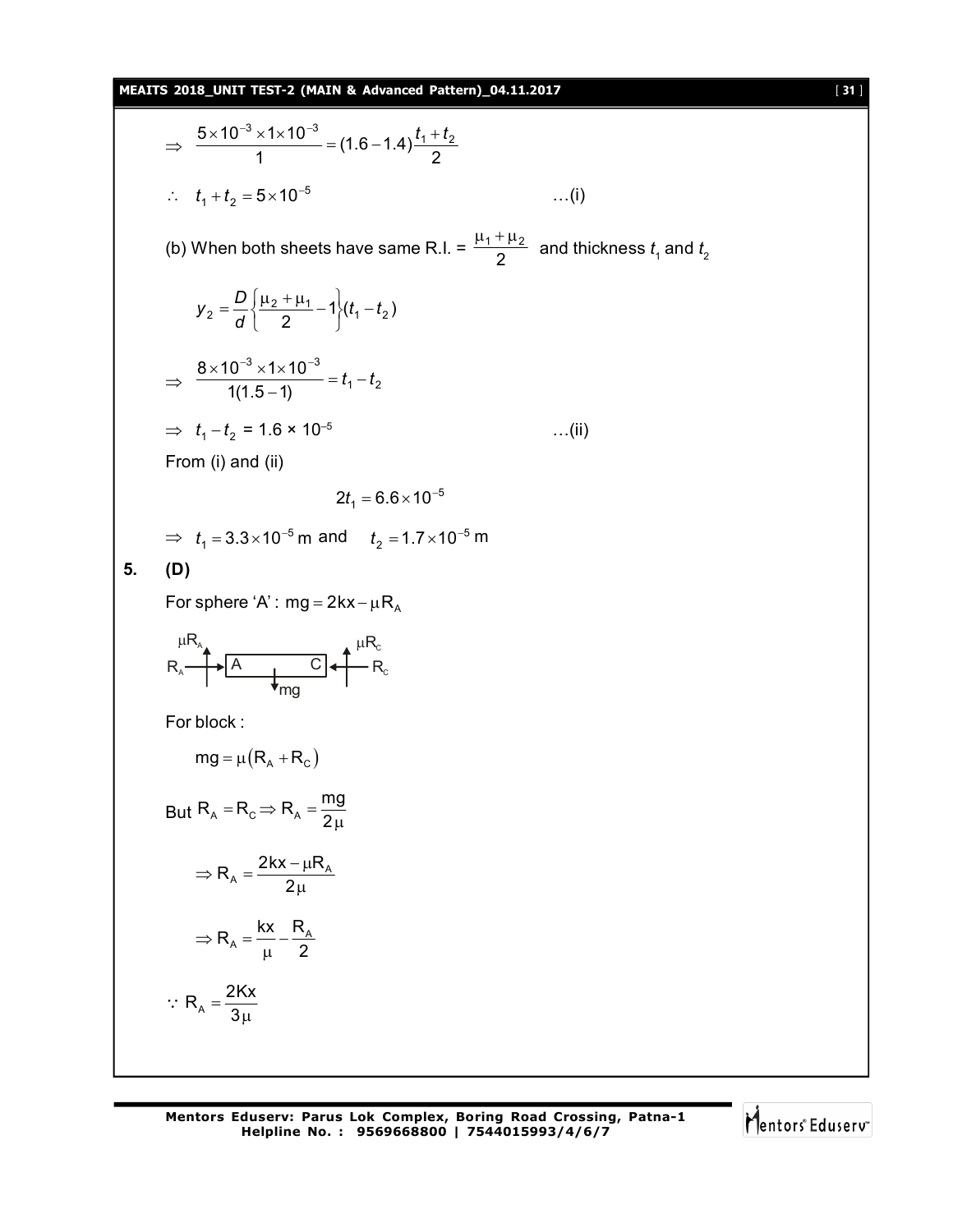$$\Rightarrow \quad \frac{5\times10^{-3}\times1\times10^{-3}}{1} = (1.6-1.4)\frac{t_1+t_2}{2}$$

$\therefore \quad t_1 + t_2 = 5\times10^{-5}$ …(i)

(b) When both sheets have same R.I. = $\frac{\mu_1+\mu_2}{2}$ and thickness $t_1$ and $t_2$

$$y_2 = \frac{D}{d}\left\{\frac{\mu_2+\mu_1}{2}-1\right\}(t_1-t_2)$$

$$\Rightarrow \quad \frac{8\times10^{-3}\times1\times10^{-3}}{1(1.5-1)} = t_1 - t_2$$

$\Rightarrow \quad t_1 - t_2 = 1.6\times10^{-5}$ …(ii)

From (i) and (ii)

$$2t_1 = 6.6\times10^{-5}$$

$\Rightarrow \quad t_1 = 3.3\times10^{-5}\text{ m}$ and $\quad t_2 = 1.7\times10^{-5}\text{ m}$

**5. (D)**

For sphere 'A' : $mg = 2kx - \mu R_A$

For block :

$$mg = \mu(R_A + R_C)$$

But $R_A = R_C \Rightarrow R_A = \frac{mg}{2\mu}$

$$\Rightarrow R_A = \frac{2kx - \mu R_A}{2\mu}$$

$$\Rightarrow R_A = \frac{kx}{\mu} - \frac{R_A}{2}$$

$$\because R_A = \frac{2Kx}{3\mu}$$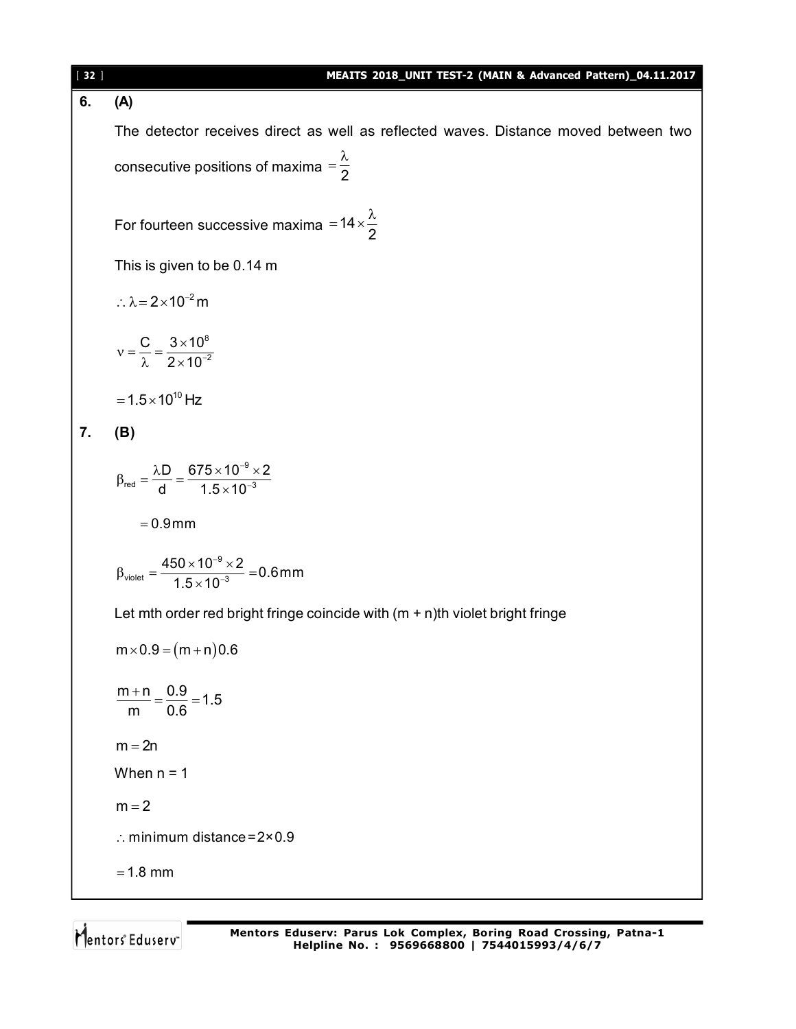**6. (A)**

The detector receives direct as well as reflected waves. Distance moved between two consecutive positions of maxima $= \dfrac{\lambda}{2}$

For fourteen successive maxima $= 14 \times \dfrac{\lambda}{2}$

This is given to be 0.14 m

$\therefore \lambda = 2 \times 10^{-2}\,\text{m}$

$$\nu = \frac{C}{\lambda} = \frac{3 \times 10^{8}}{2 \times 10^{-2}}$$

$= 1.5 \times 10^{10}\,\text{Hz}$

**7. (B)**

$$\beta_{red} = \frac{\lambda D}{d} = \frac{675 \times 10^{-9} \times 2}{1.5 \times 10^{-3}}$$

$= 0.9\,\text{mm}$

$$\beta_{violet} = \frac{450 \times 10^{-9} \times 2}{1.5 \times 10^{-3}} = 0.6\,\text{mm}$$

Let mth order red bright fringe coincide with (m + n)th violet bright fringe

$m \times 0.9 = (m + n)0.6$

$$\frac{m+n}{m} = \frac{0.9}{0.6} = 1.5$$

$m = 2n$

When n = 1

$m = 2$

$\therefore$ minimum distance $= 2 \times 0.9$

$= 1.8$ mm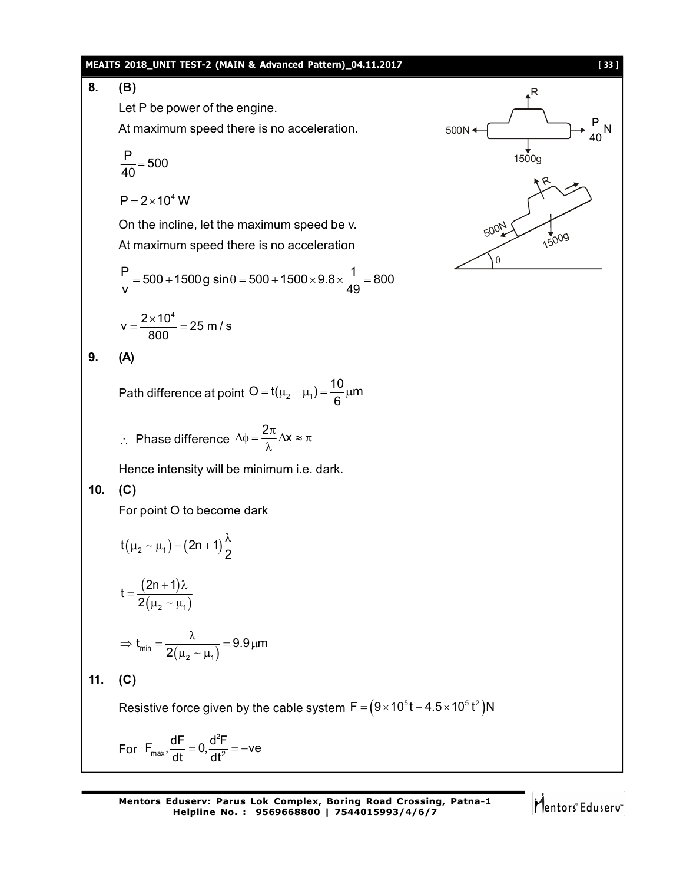**8. (B)**

Let P be power of the engine.

At maximum speed there is no acceleration.

$$\frac{P}{40} = 500$$

$$P = 2\times10^4 \text{ W}$$

On the incline, let the maximum speed be v.

At maximum speed there is no acceleration

$$\frac{P}{v} = 500 + 1500g\sin\theta = 500 + 1500\times9.8\times\frac{1}{49} = 800$$

$$v = \frac{2\times10^4}{800} = 25 \text{ m/s}$$

**9. (A)**

Path difference at point $O = t(\mu_2 - \mu_1) = \frac{10}{6}\mu\text{m}$

$\therefore$ Phase difference $\Delta\phi = \frac{2\pi}{\lambda}\Delta x \approx \pi$

Hence intensity will be minimum i.e. dark.

**10. (C)**

For point O to become dark

$$t(\mu_2 \sim \mu_1) = (2n+1)\frac{\lambda}{2}$$

$$t = \frac{(2n+1)\lambda}{2(\mu_2 \sim \mu_1)}$$

$$\Rightarrow t_{min} = \frac{\lambda}{2(\mu_2 \sim \mu_1)} = 9.9\mu\text{m}$$

**11. (C)**

Resistive force given by the cable system $F = (9\times10^5 t - 4.5\times10^5 t^2)\text{N}$

For $F_{max}, \frac{dF}{dt} = 0, \frac{d^2F}{dt^2} = -ve$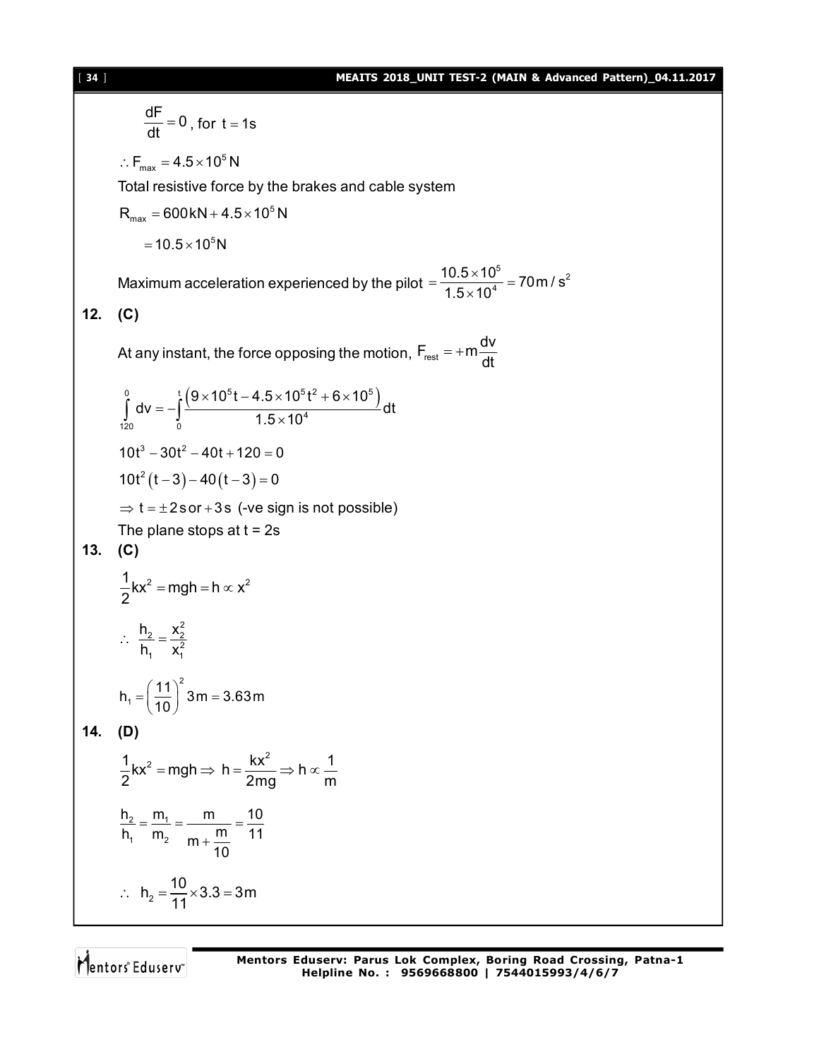$$\frac{dF}{dt} = 0 \text{, for } t = 1s$$

$$\therefore F_{max} = 4.5 \times 10^5 \, N$$

Total resistive force by the brakes and cable system

$$R_{max} = 600 kN + 4.5 \times 10^5 \, N$$

$$= 10.5 \times 10^5 N$$

Maximum acceleration experienced by the pilot $= \dfrac{10.5 \times 10^5}{1.5 \times 10^4} = 70 \, m/s^2$

**12. (C)**

At any instant, the force opposing the motion, $F_{rest} = +m\dfrac{dv}{dt}$

$$\int_{120}^{0} dv = -\int_{0}^{t} \frac{\left(9 \times 10^5 t - 4.5 \times 10^5 t^2 + 6 \times 10^5\right)}{1.5 \times 10^4} dt$$

$$10t^3 - 30t^2 - 40t + 120 = 0$$

$$10t^2(t-3) - 40(t-3) = 0$$

$\Rightarrow t = \pm 2\, s$ or $+3\, s$ (-ve sign is not possible)

The plane stops at t = 2s

**13. (C)**

$$\frac{1}{2}kx^2 = mgh = h \propto x^2$$

$$\therefore \; \frac{h_2}{h_1} = \frac{x_2^2}{x_1^2}$$

$$h_1 = \left(\frac{11}{10}\right)^2 3m = 3.63m$$

**14. (D)**

$$\frac{1}{2}kx^2 = mgh \Rightarrow h = \frac{kx^2}{2mg} \Rightarrow h \propto \frac{1}{m}$$

$$\frac{h_2}{h_1} = \frac{m_1}{m_2} = \frac{m}{m + \frac{m}{10}} = \frac{10}{11}$$

$$\therefore \; h_2 = \frac{10}{11} \times 3.3 = 3m$$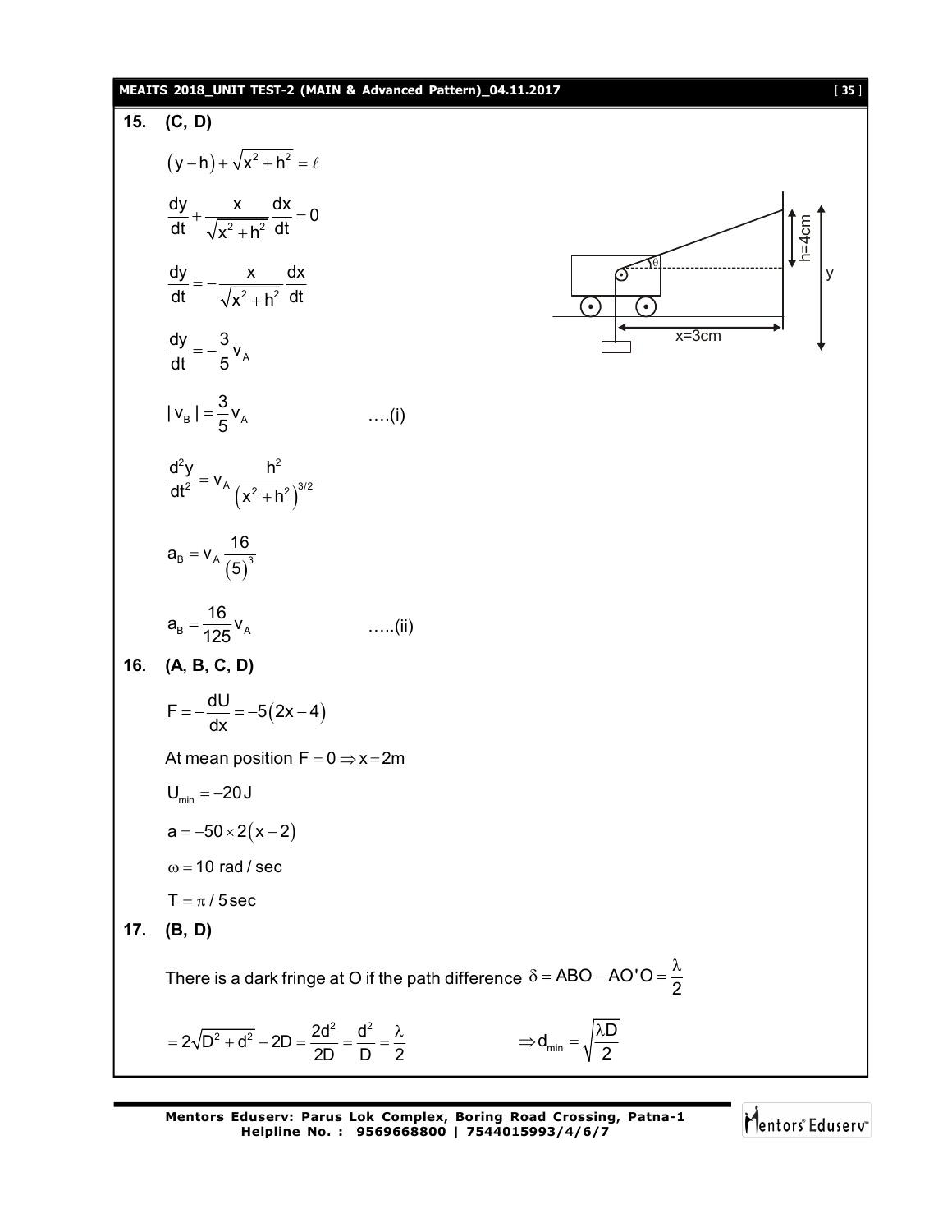**15. (C, D)**

$$\left(y-h\right)+\sqrt{x^2+h^2}=\ell$$

$$\frac{dy}{dt}+\frac{x}{\sqrt{x^2+h^2}}\frac{dx}{dt}=0$$

$$\frac{dy}{dt}=-\frac{x}{\sqrt{x^2+h^2}}\frac{dx}{dt}$$

$$\frac{dy}{dt}=-\frac{3}{5}v_A$$

$$|v_B|=\frac{3}{5}v_A \qquad \text{….(i)}$$

$$\frac{d^2y}{dt^2}=v_A\frac{h^2}{\left(x^2+h^2\right)^{3/2}}$$

$$a_B=v_A\frac{16}{\left(5\right)^3}$$

$$a_B=\frac{16}{125}v_A \qquad \text{…..(ii)}$$

h=4cm

y

θ

x=3cm

**16. (A, B, C, D)**

$$F=-\frac{dU}{dx}=-5\left(2x-4\right)$$

At mean position $F=0 \Rightarrow x=2m$

$U_{min}=-20\,J$

$a=-50\times 2\left(x-2\right)$

$\omega = 10$ rad / sec

$T=\pi/5\,\text{sec}$

**17. (B, D)**

There is a dark fringe at O if the path difference $\delta = ABO - AO'O = \dfrac{\lambda}{2}$

$$=2\sqrt{D^2+d^2}-2D=\frac{2d^2}{2D}=\frac{d^2}{D}=\frac{\lambda}{2} \qquad \Rightarrow d_{min}=\sqrt{\frac{\lambda D}{2}}$$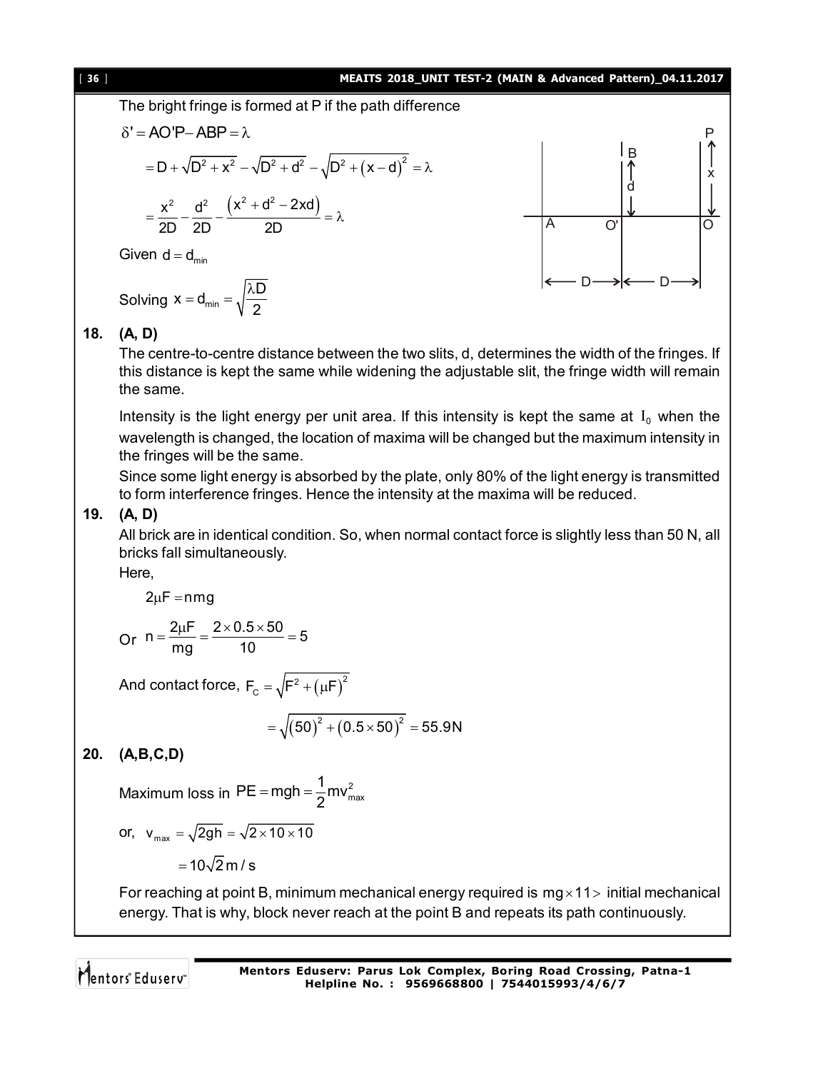The bright fringe is formed at P if the path difference

$$\delta' = AO'P - ABP = \lambda$$

$$= D + \sqrt{D^2 + x^2} - \sqrt{D^2 + d^2} - \sqrt{D^2 + (x-d)^2} = \lambda$$

$$= \frac{x^2}{2D} - \frac{d^2}{2D} - \frac{(x^2 + d^2 - 2xd)}{2D} = \lambda$$

Given $d = d_{min}$

Solving $x = d_{min} = \sqrt{\frac{\lambda D}{2}}$

**18. (A, D)**

The centre-to-centre distance between the two slits, d, determines the width of the fringes. If this distance is kept the same while widening the adjustable slit, the fringe width will remain the same.

Intensity is the light energy per unit area. If this intensity is kept the same at $I_0$ when the wavelength is changed, the location of maxima will be changed but the maximum intensity in the fringes will be the same.

Since some light energy is absorbed by the plate, only 80% of the light energy is transmitted to form interference fringes. Hence the intensity at the maxima will be reduced.

**19. (A, D)**

All brick are in identical condition. So, when normal contact force is slightly less than 50 N, all bricks fall simultaneously.

Here,

$$2\mu F = nmg$$

Or $n = \frac{2\mu F}{mg} = \frac{2 \times 0.5 \times 50}{10} = 5$

And contact force, $F_C = \sqrt{F^2 + (\mu F)^2}$

$$= \sqrt{(50)^2 + (0.5 \times 50)^2} = 55.9\text{N}$$

**20. (A,B,C,D)**

Maximum loss in $PE = mgh = \frac{1}{2}mv_{max}^2$

or, $v_{max} = \sqrt{2gh} = \sqrt{2 \times 10 \times 10}$

$$= 10\sqrt{2}\,\text{m/s}$$

For reaching at point B, minimum mechanical energy required is $mg \times 11 >$ initial mechanical energy. That is why, block never reach at the point B and repeats its path continuously.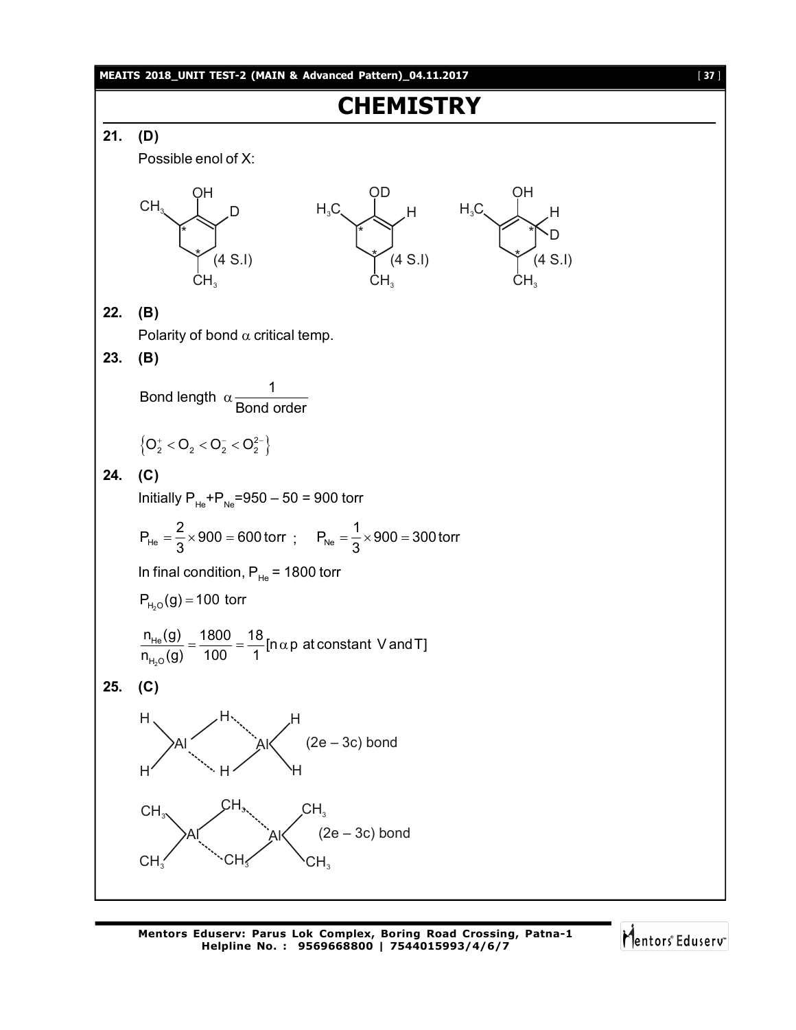# CHEMISTRY

**21. (D)**

Possible enol of X:

(4 S.I) (4 S.I) (4 S.I)

**22. (B)**

Polarity of bond $\alpha$ critical temp.

**23. (B)**

$$\text{Bond length } \alpha \frac{1}{\text{Bond order}}$$

$$\{O_2^+ < O_2 < O_2^- < O_2^{2-}\}$$

**24. (C)**

Initially $P_{He}+P_{Ne}=950 - 50 = 900$ torr

$$P_{He} = \frac{2}{3} \times 900 = 600 \text{ torr} \ ; \quad P_{Ne} = \frac{1}{3} \times 900 = 300 \text{ torr}$$

In final condition, $P_{He}$ = 1800 torr

$$P_{H_2O}(g) = 100 \text{ torr}$$

$$\frac{n_{He}(g)}{n_{H_2O}(g)} = \frac{1800}{100} = \frac{18}{1} [n \, \alpha \, p \text{ at constant V and T}]$$

**25. (C)**

$Al_2H_6$ : (2e – 3c) bond

$Al_2(CH_3)_6$ : (2e – 3c) bond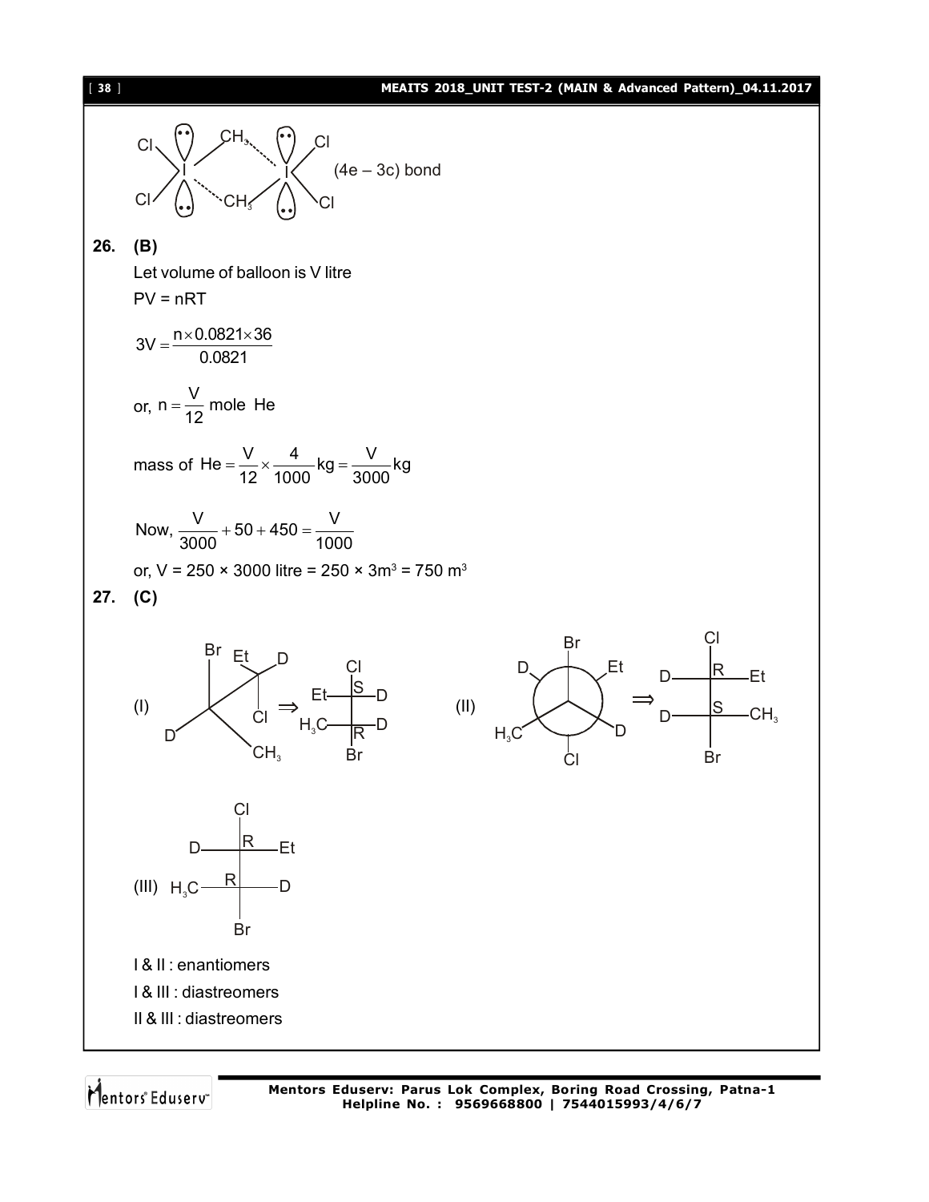(4e – 3c) bond

**26. (B)**

Let volume of balloon is V litre

PV = nRT

$$3V = \frac{n \times 0.0821 \times 36}{0.0821}$$

or, $n = \frac{V}{12}$ mole He

mass of $He = \frac{V}{12} \times \frac{4}{1000} kg = \frac{V}{3000} kg$

Now, $\frac{V}{3000} + 50 + 450 = \frac{V}{1000}$

or, V = 250 × 3000 litre = 250 × 3$m^3$ = 750 $m^3$

**27. (C)**

(I) ⟹ (Fischer: Cl top; Et–S–D; $H_3C$–R–D; Br bottom)

(II) ⟹ (Fischer: Cl top; D–R–Et; D–S–$CH_3$; Br bottom)

(III) (Fischer: Cl top; D–R–Et; $H_3C$–R–D; Br bottom)

I & II : enantiomers

I & III : diastreomers

II & III : diastreomers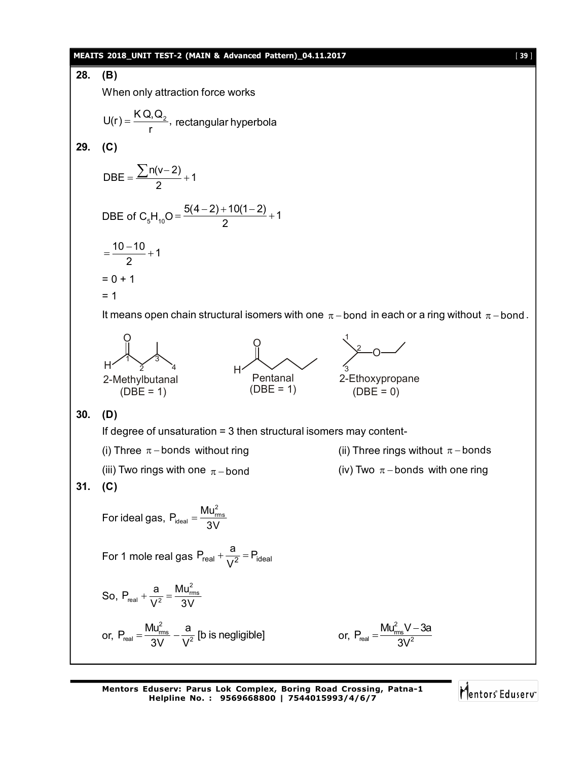**28. (B)**

When only attraction force works

$U(r) = \frac{K Q_1 Q_2}{r}$, rectangular hyperbola

**29. (C)**

$$DBE = \frac{\sum n(v-2)}{2} + 1$$

$$\text{DBE of } C_5H_{10}O = \frac{5(4-2)+10(1-2)}{2} + 1$$

$$= \frac{10-10}{2} + 1$$

$= 0 + 1$

$= 1$

It means open chain structural isomers with one $\pi-$bond in each or a ring without $\pi-$bond.

2-Methylbutanal (DBE = 1)

Pentanal (DBE = 1)

2-Ethoxypropane (DBE = 0)

**30. (D)**

If degree of unsaturation = 3 then structural isomers may content-

(i) Three $\pi-$bonds without ring

(ii) Three rings without $\pi-$bonds

(iii) Two rings with one $\pi-$bond

(iv) Two $\pi-$bonds with one ring

**31. (C)**

For ideal gas, $P_{ideal} = \frac{Mu_{rms}^2}{3V}$

For 1 mole real gas $P_{real} + \frac{a}{V^2} = P_{ideal}$

So, $P_{real} + \frac{a}{V^2} = \frac{Mu_{rms}^2}{3V}$

or, $P_{real} = \frac{Mu_{rms}^2}{3V} - \frac{a}{V^2}$ [b is negligible]

or, $P_{real} = \frac{Mu_{rms}^2 V - 3a}{3V^2}$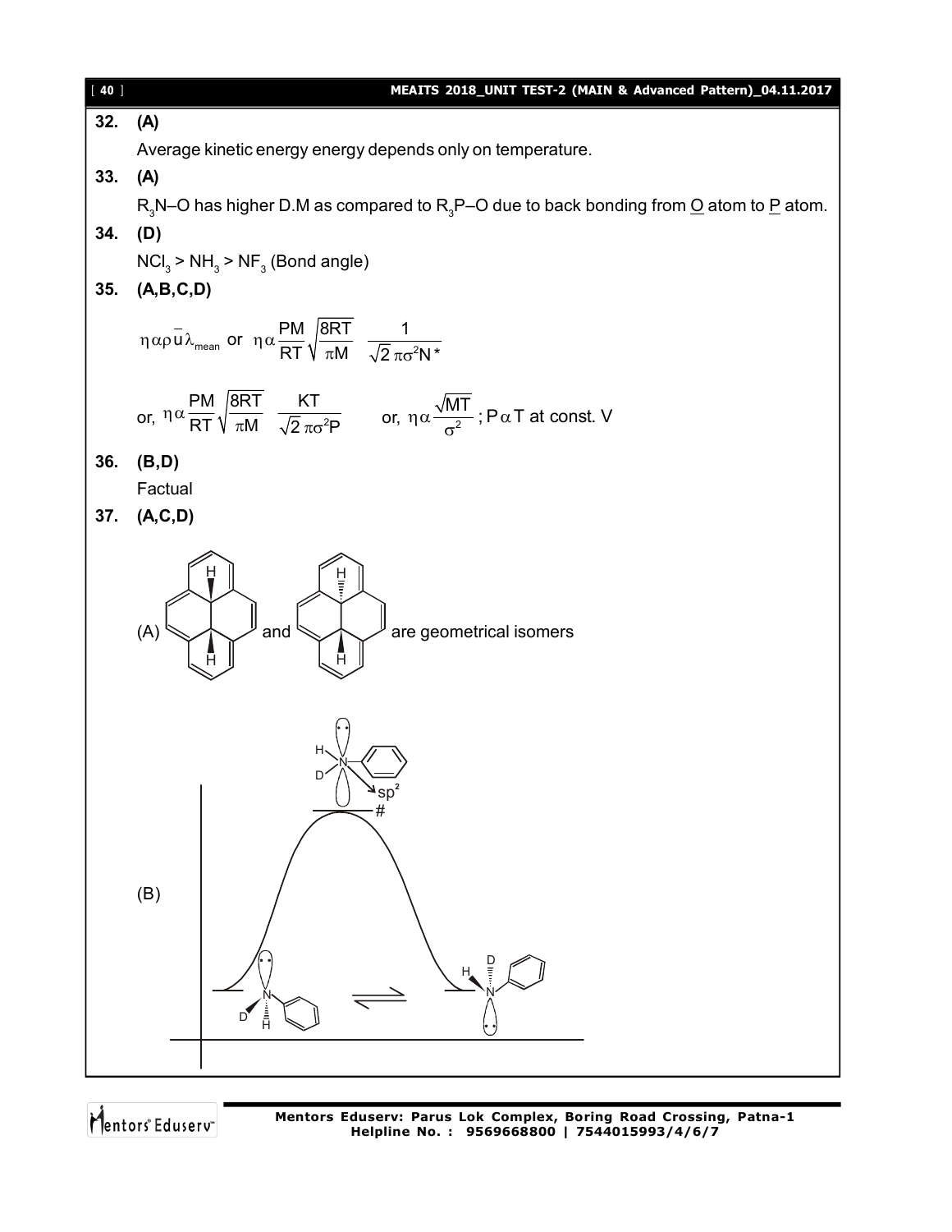**32. (A)**

Average kinetic energy energy depends only on temperature.

**33. (A)**

$R_3N$–O has higher D.M as compared to $R_3P$–O due to back bonding from O atom to P atom.

**34. (D)**

$NCl_3 > NH_3 > NF_3$ (Bond angle)

**35. (A,B,C,D)**

$$\eta \alpha \rho \bar{u} \lambda_{mean} \text{ or } \eta \alpha \frac{PM}{RT}\sqrt{\frac{8RT}{\pi M}} \quad \frac{1}{\sqrt{2}\,\pi\sigma^2 N^*}$$

$$\text{or, } \eta \alpha \frac{PM}{RT}\sqrt{\frac{8RT}{\pi M}} \quad \frac{KT}{\sqrt{2}\,\pi\sigma^2 P} \qquad \text{or, } \eta \alpha \frac{\sqrt{MT}}{\sigma^2}\text{ ; } P \,\alpha\, T \text{ at const. V}$$

**36. (B,D)**

Factual

**37. (A,C,D)**

(A) [structure] and [structure] are geometrical isomers

(B) [energy diagram: pyramidal inversion of N(H)(D)(Ph) through planar $sp^2$ transition state (#)]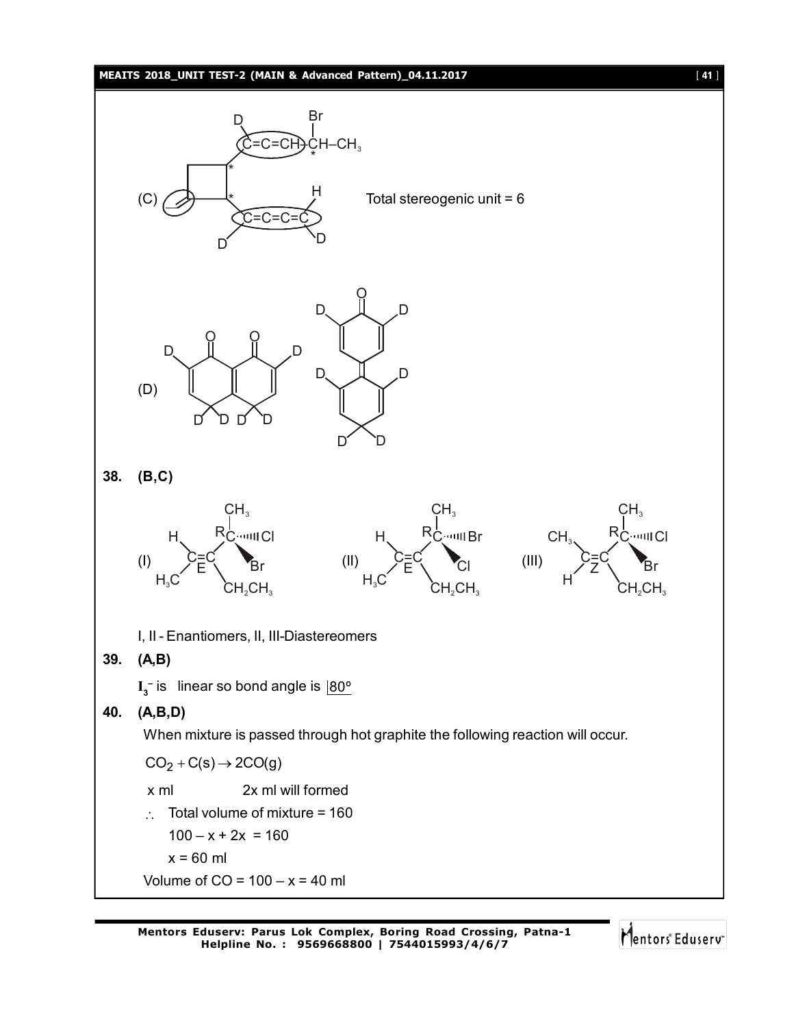(C) Total stereogenic unit = 6

(D)

**38. (B,C)**

(I) (II) (III)

I, II - Enantiomers, II, III-Diastereomers

**39. (A,B)**

$I_3^-$ is linear so bond angle is 180º

**40. (A,B,D)**

When mixture is passed through hot graphite the following reaction will occur.

$CO_2 + C(s) \rightarrow 2CO(g)$

x ml 2x ml will formed

$\therefore$ Total volume of mixture = 160

$100 - x + 2x = 160$

$x = 60$ ml

Volume of CO = $100 - x = 40$ ml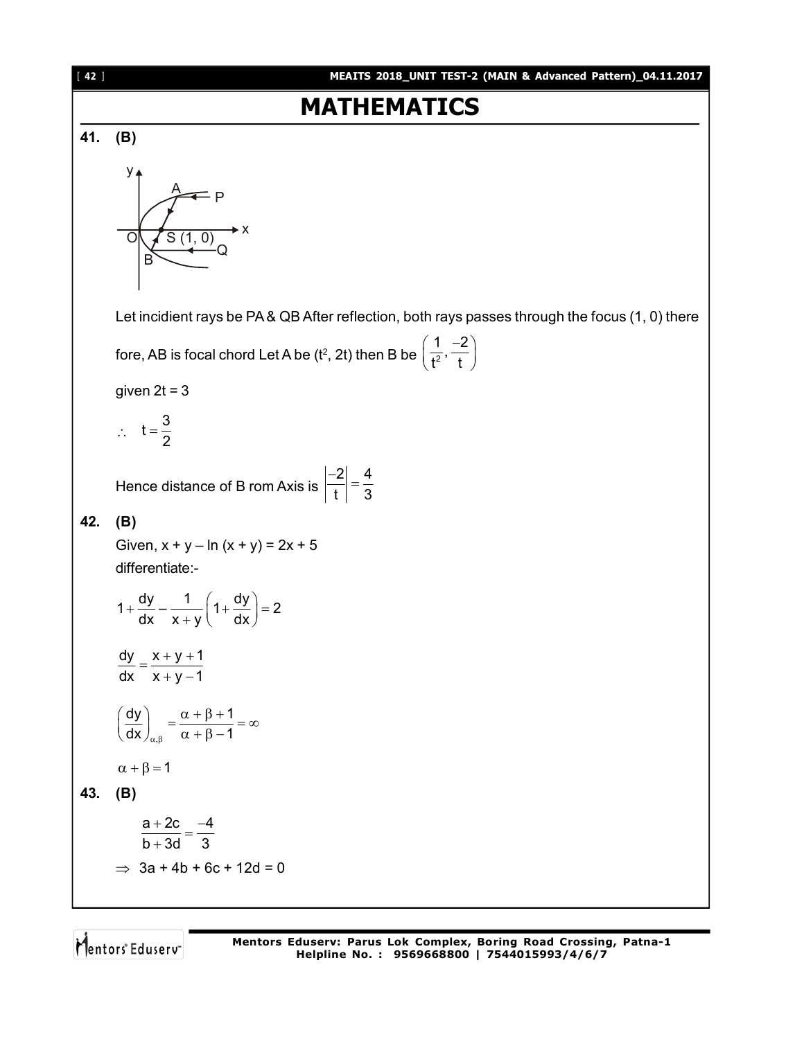# MATHEMATICS

**41. (B)**

Let incident rays be PA & QB After reflection, both rays passes through the focus (1, 0) there fore, AB is focal chord Let A be ($t^2$, 2t) then B be $\left(\frac{1}{t^2}, \frac{-2}{t}\right)$

given 2t = 3

$\therefore \quad t = \frac{3}{2}$

Hence distance of B rom Axis is $\left|\frac{-2}{t}\right| = \frac{4}{3}$

**42. (B)**

Given, x + y – ln (x + y) = 2x + 5

differentiate:-

$$1 + \frac{dy}{dx} - \frac{1}{x+y}\left(1 + \frac{dy}{dx}\right) = 2$$

$$\frac{dy}{dx} = \frac{x+y+1}{x+y-1}$$

$$\left(\frac{dy}{dx}\right)_{\alpha,\beta} = \frac{\alpha+\beta+1}{\alpha+\beta-1} = \infty$$

$$\alpha + \beta = 1$$

**43. (B)**

$$\frac{a+2c}{b+3d} = \frac{-4}{3}$$

$\Rightarrow$ 3a + 4b + 6c + 12d = 0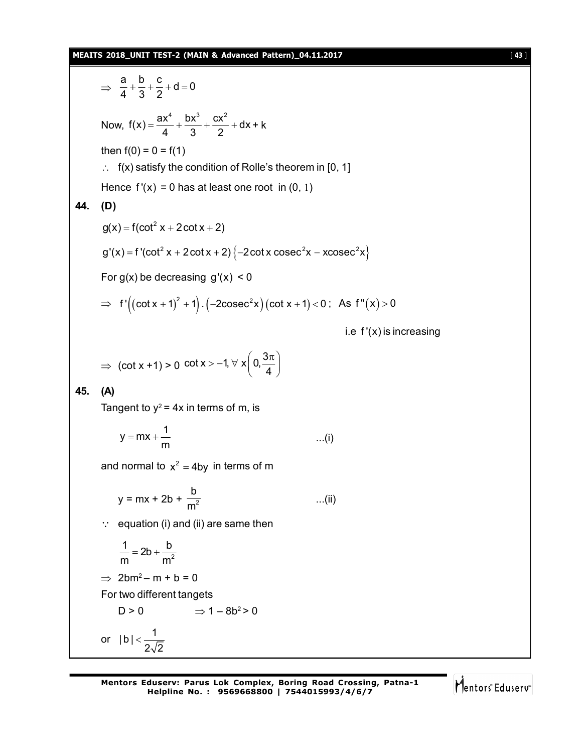$$\Rightarrow \frac{a}{4}+\frac{b}{3}+\frac{c}{2}+d=0$$

Now, $f(x)=\frac{ax^4}{4}+\frac{bx^3}{3}+\frac{cx^2}{2}+dx+k$

then f(0) = 0 = f(1)

$\therefore$ f(x) satisfy the condition of Rolle's theorem in [0, 1]

Hence $f'(x) = 0$ has at least one root in (0, 1)

**44. (D)**

$$g(x)=f(\cot^2 x+2\cot x+2)$$

$$g'(x)=f'(\cot^2 x+2\cot x+2)\left\{-2\cot x\,\text{cosec}^2x-x\text{cosec}^2x\right\}$$

For g(x) be decreasing $g'(x) < 0$

$\Rightarrow f'\left((\cot x+1)^2+1\right).\left(-2\text{cosec}^2x\right)\left(\cot x+1\right)<0$ ; As $f''(x)>0$

i.e $f'(x)$ is increasing

$\Rightarrow$ (cot x +1) > 0 $\cot x>-1, \forall\ x\left(0,\frac{3\pi}{4}\right)$

**45. (A)**

Tangent to $y^2 = 4x$ in terms of m, is

$$y=mx+\frac{1}{m} \qquad \text{...(i)}$$

and normal to $x^2=4by$ in terms of m

$$y = mx + 2b + \frac{b}{m^2} \qquad \text{...(ii)}$$

$\because$ equation (i) and (ii) are same then

$$\frac{1}{m}=2b+\frac{b}{m^2}$$

$\Rightarrow 2bm^2 - m + b = 0$

For two different tangets

D > 0 $\qquad \Rightarrow 1 - 8b^2 > 0$

or $|b|<\frac{1}{2\sqrt{2}}$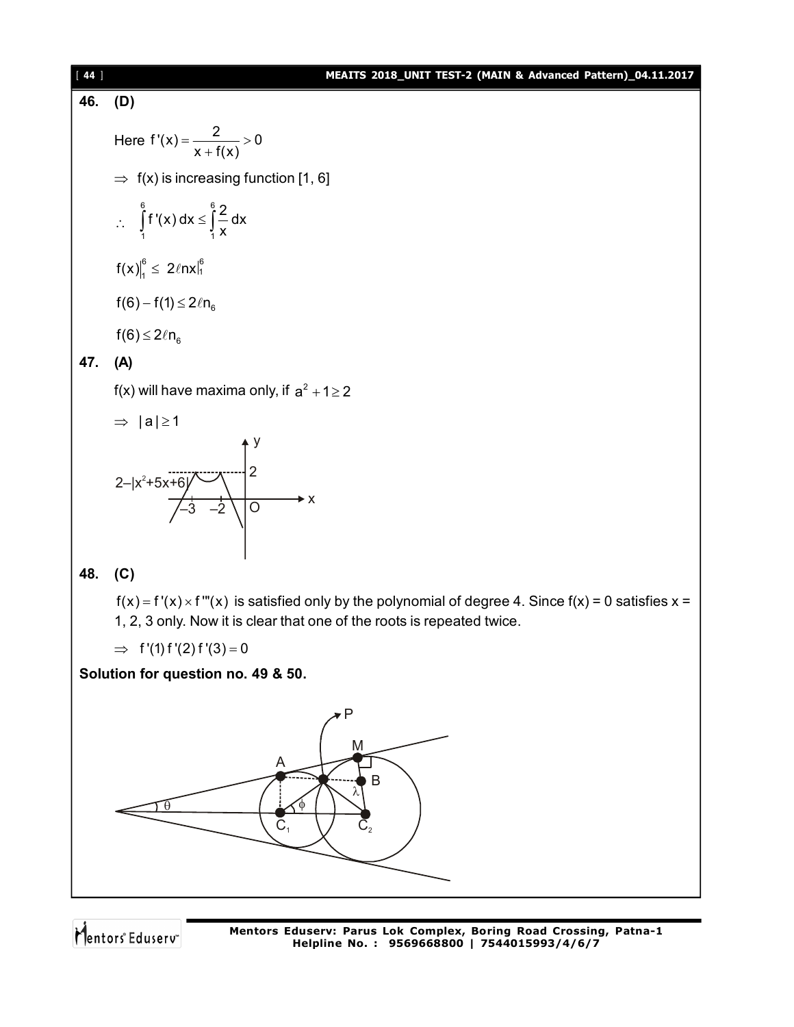**46. (D)**

Here $f'(x) = \dfrac{2}{x + f(x)} > 0$

$\Rightarrow$ f(x) is increasing function [1, 6]

$\therefore \quad \displaystyle\int_1^6 f'(x)\,dx \le \int_1^6 \frac{2}{x}\,dx$

$f(x)\Big|_1^6 \le 2\ell nx\Big|_1^6$

$f(6) - f(1) \le 2\ell n_6$

$f(6) \le 2\ell n_6$

**47. (A)**

f(x) will have maxima only, if $a^2 + 1 \ge 2$

$\Rightarrow \; |a| \ge 1$

**48. (C)**

$f(x) = f'(x) \times f'''(x)$ is satisfied only by the polynomial of degree 4. Since f(x) = 0 satisfies x = 1, 2, 3 only. Now it is clear that one of the roots is repeated twice.

$\Rightarrow \quad f'(1)\,f'(2)\,f'(3) = 0$

**Solution for question no. 49 & 50.**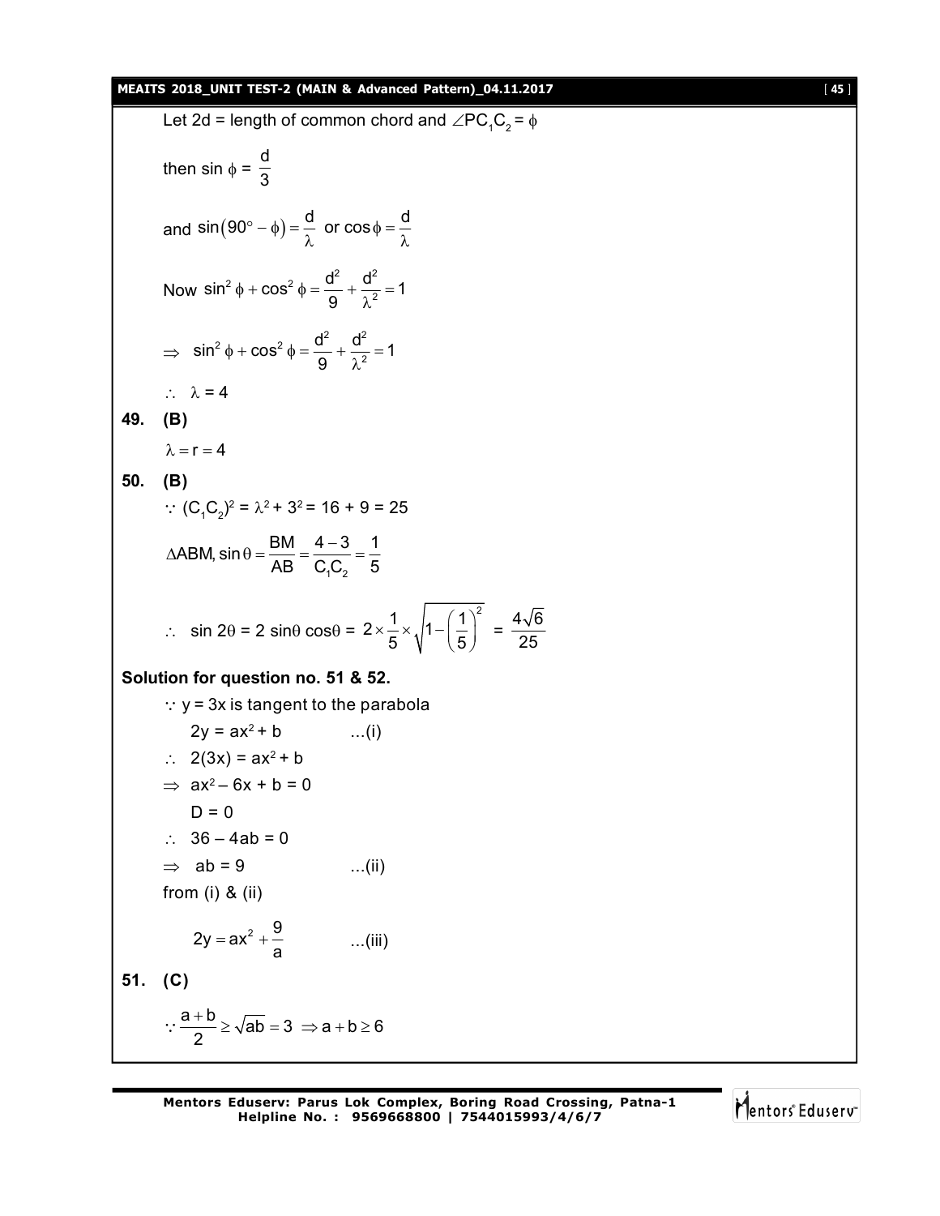Let 2d = length of common chord and $\angle PC_1C_2 = \phi$

then $\sin\phi = \dfrac{d}{3}$

and $\sin(90^\circ - \phi) = \dfrac{d}{\lambda}$ or $\cos\phi = \dfrac{d}{\lambda}$

Now $\sin^2\phi + \cos^2\phi = \dfrac{d^2}{9} + \dfrac{d^2}{\lambda^2} = 1$

$\Rightarrow \sin^2\phi + \cos^2\phi = \dfrac{d^2}{9} + \dfrac{d^2}{\lambda^2} = 1$

$\therefore \lambda = 4$

**49. (B)**

$\lambda = r = 4$

**50. (B)**

$\because (C_1C_2)^2 = \lambda^2 + 3^2 = 16 + 9 = 25$

$\Delta ABM, \sin\theta = \dfrac{BM}{AB} = \dfrac{4-3}{C_1C_2} = \dfrac{1}{5}$

$\therefore \sin 2\theta = 2\sin\theta\cos\theta = 2 \times \dfrac{1}{5} \times \sqrt{1 - \left(\dfrac{1}{5}\right)^2} = \dfrac{4\sqrt{6}}{25}$

**Solution for question no. 51 & 52.**

$\because y = 3x$ is tangent to the parabola

$2y = ax^2 + b$ ...(i)

$\therefore 2(3x) = ax^2 + b$

$\Rightarrow ax^2 - 6x + b = 0$

$D = 0$

$\therefore 36 - 4ab = 0$

$\Rightarrow ab = 9$ ...(ii)

from (i) & (ii)

$2y = ax^2 + \dfrac{9}{a}$ ...(iii)

**51. (C)**

$\because \dfrac{a+b}{2} \geq \sqrt{ab} = 3 \Rightarrow a + b \geq 6$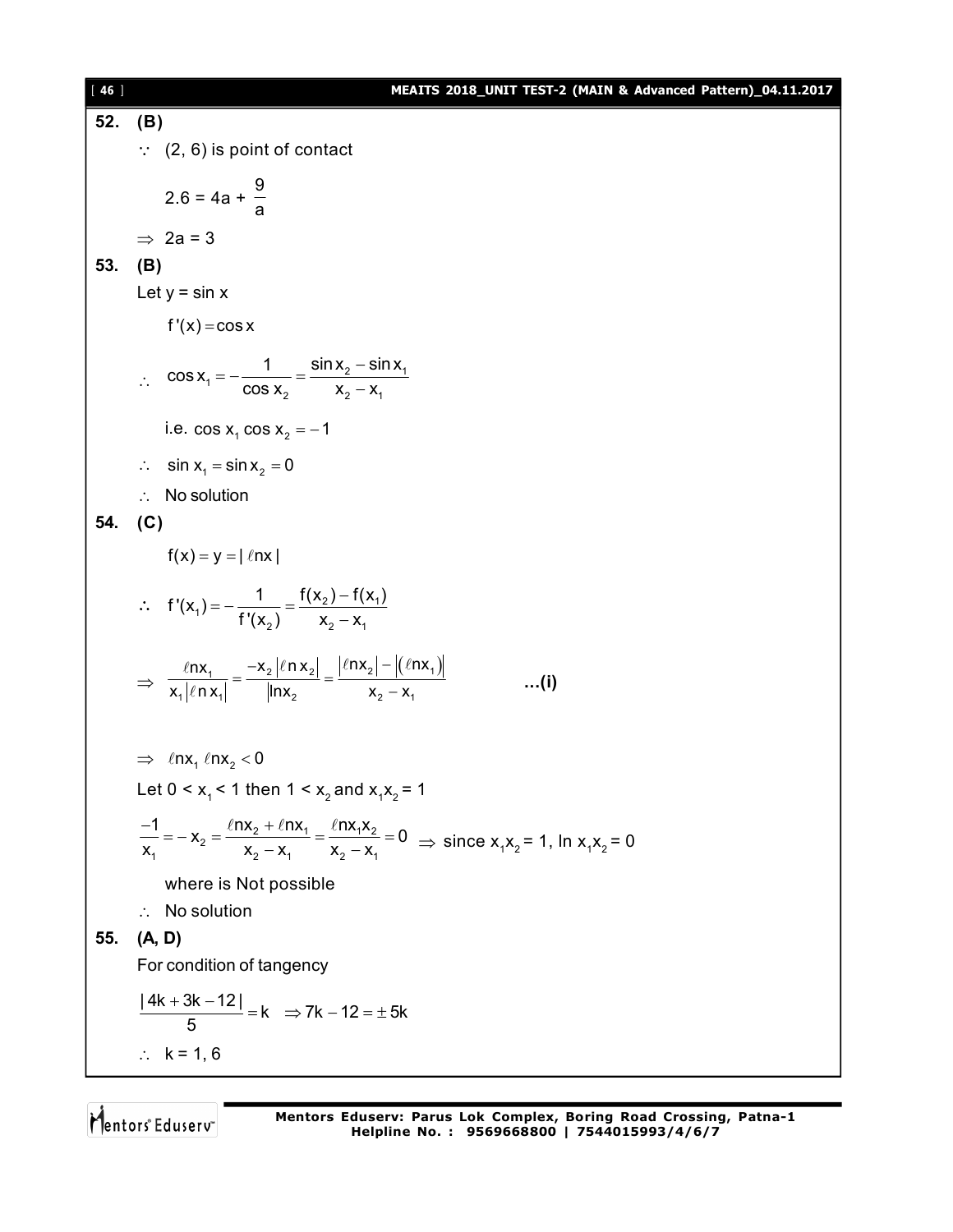**52. (B)**

$\because$ (2, 6) is point of contact

$$2.6 = 4a + \frac{9}{a}$$

$\Rightarrow$ 2a = 3

**53. (B)**

Let y = sin x

$$f'(x) = \cos x$$

$$\therefore \quad \cos x_1 = -\frac{1}{\cos x_2} = \frac{\sin x_2 - \sin x_1}{x_2 - x_1}$$

i.e. $\cos x_1 \cos x_2 = -1$

$\therefore \quad \sin x_1 = \sin x_2 = 0$

$\therefore$ No solution

**54. (C)**

$$f(x) = y = |\ell n x|$$

$$\therefore \quad f'(x_1) = -\frac{1}{f'(x_2)} = \frac{f(x_2) - f(x_1)}{x_2 - x_1}$$

$$\Rightarrow \quad \frac{\ell n x_1}{x_1 |\ell n x_1|} = \frac{-x_2 |\ell n x_2|}{\ln x_2} = \frac{|\ell n x_2| - |(\ell n x_1)|}{x_2 - x_1} \qquad \textbf{...(i)}$$

$\Rightarrow \quad \ell n x_1 \, \ell n x_2 < 0$

Let $0 < x_1 < 1$ then $1 < x_2$ and $x_1 x_2 = 1$

$$\frac{-1}{x_1} = -x_2 = \frac{\ell n x_2 + \ell n x_1}{x_2 - x_1} = \frac{\ell n x_1 x_2}{x_2 - x_1} = 0 \Rightarrow \text{since } x_1 x_2 = 1, \ln x_1 x_2 = 0$$

where is Not possible

$\therefore$ No solution

**55. (A, D)**

For condition of tangency

$$\frac{|4k + 3k - 12|}{5} = k \quad \Rightarrow 7k - 12 = \pm 5k$$

$\therefore$ k = 1, 6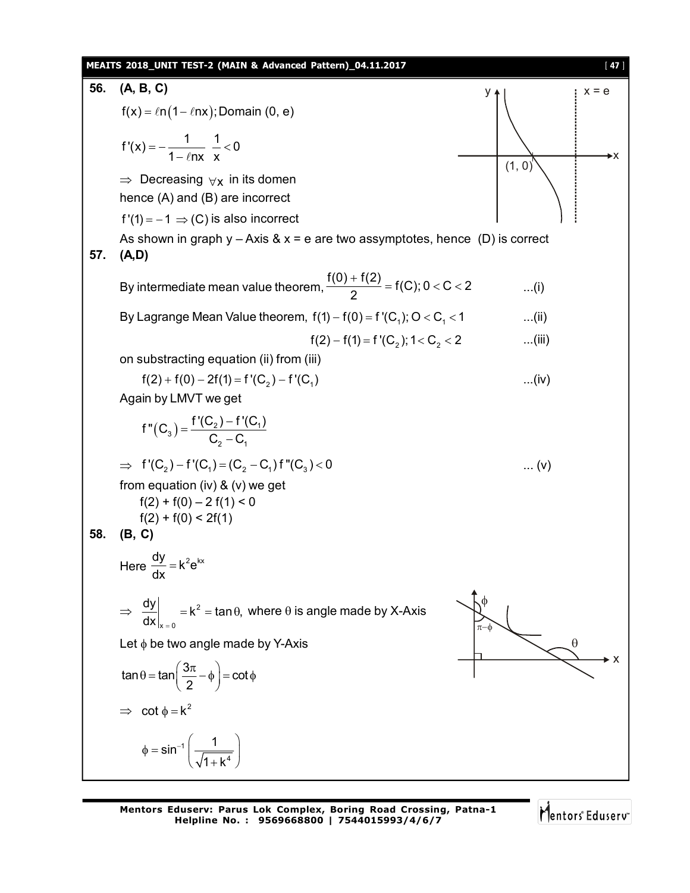**56. (A, B, C)**

$f(x) = \ell n(1 - \ell nx)$; Domain (0, e)

$f'(x) = -\dfrac{1}{1-\ell nx}\,\dfrac{1}{x} < 0$

$\Rightarrow$ Decreasing $\forall x$ in its domen

hence (A) and (B) are incorrect

$f'(1) = -1 \Rightarrow$ (C) is also incorrect

As shown in graph y – Axis & x = e are two assymptotes, hence (D) is correct

**57. (A,D)**

By intermediate mean value theorem, $\dfrac{f(0)+f(2)}{2} = f(C); 0 < C < 2$ ...(i)

By Lagrange Mean Value theorem, $f(1) - f(0) = f'(C_1); O < C_1 < 1$ ...(ii)

$f(2) - f(1) = f'(C_2); 1 < C_2 < 2$ ...(iii)

on substracting equation (ii) from (iii)

$f(2) + f(0) - 2f(1) = f'(C_2) - f'(C_1)$ ...(iv)

Again by LMVT we get

$$f''(C_3) = \frac{f'(C_2) - f'(C_1)}{C_2 - C_1}$$

$\Rightarrow\ f'(C_2) - f'(C_1) = (C_2 - C_1)f''(C_3) < 0$ ... (v)

from equation (iv) & (v) we get

$f(2) + f(0) - 2f(1) < 0$

$f(2) + f(0) < 2f(1)$

**58. (B, C)**

Here $\dfrac{dy}{dx} = k^2 e^{kx}$

$\Rightarrow\ \left.\dfrac{dy}{dx}\right|_{x=0} = k^2 = \tan\theta$, where $\theta$ is angle made by X-Axis

Let $\phi$ be two angle made by Y-Axis

$\tan\theta = \tan\left(\dfrac{3\pi}{2} - \phi\right) = \cot\phi$

$\Rightarrow\ \cot\phi = k^2$

$$\phi = \sin^{-1}\left(\frac{1}{\sqrt{1+k^4}}\right)$$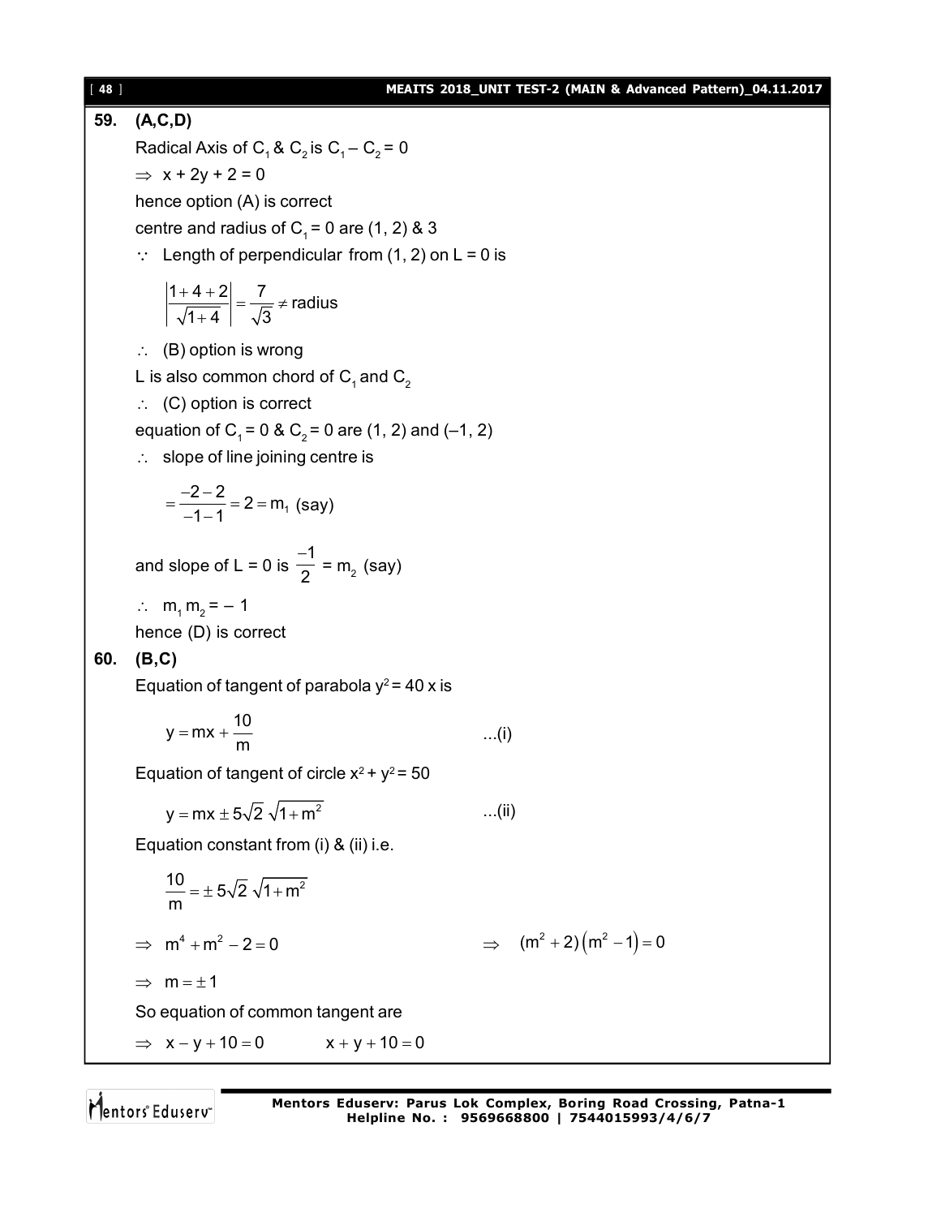**59. (A,C,D)**

Radical Axis of $C_1$ & $C_2$ is $C_1 - C_2 = 0$

$\Rightarrow$ $x + 2y + 2 = 0$

hence option (A) is correct

centre and radius of $C_1 = 0$ are (1, 2) & 3

$\because$ Length of perpendicular from (1, 2) on L = 0 is

$$\left|\frac{1+4+2}{\sqrt{1+4}}\right| = \frac{7}{\sqrt{3}} \neq \text{radius}$$

$\therefore$ (B) option is wrong

L is also common chord of $C_1$ and $C_2$

$\therefore$ (C) option is correct

equation of $C_1 = 0$ & $C_2 = 0$ are (1, 2) and (–1, 2)

$\therefore$ slope of line joining centre is

$$= \frac{-2-2}{-1-1} = 2 = m_1 \text{ (say)}$$

and slope of L = 0 is $\frac{-1}{2} = m_2$ (say)

$\therefore$ $m_1 m_2 = -1$

hence (D) is correct

**60. (B,C)**

Equation of tangent of parabola $y^2 = 40x$ is

$$y = mx + \frac{10}{m} \qquad \text{...(i)}$$

Equation of tangent of circle $x^2 + y^2 = 50$

$$y = mx \pm 5\sqrt{2}\,\sqrt{1+m^2} \qquad \text{...(ii)}$$

Equation constant from (i) & (ii) i.e.

$$\frac{10}{m} = \pm 5\sqrt{2}\,\sqrt{1+m^2}$$

$\Rightarrow$ $m^4 + m^2 - 2 = 0$ $\qquad$ $\Rightarrow$ $(m^2+2)(m^2-1) = 0$

$\Rightarrow$ $m = \pm 1$

So equation of common tangent are

$\Rightarrow$ $x - y + 10 = 0 \qquad x + y + 10 = 0$